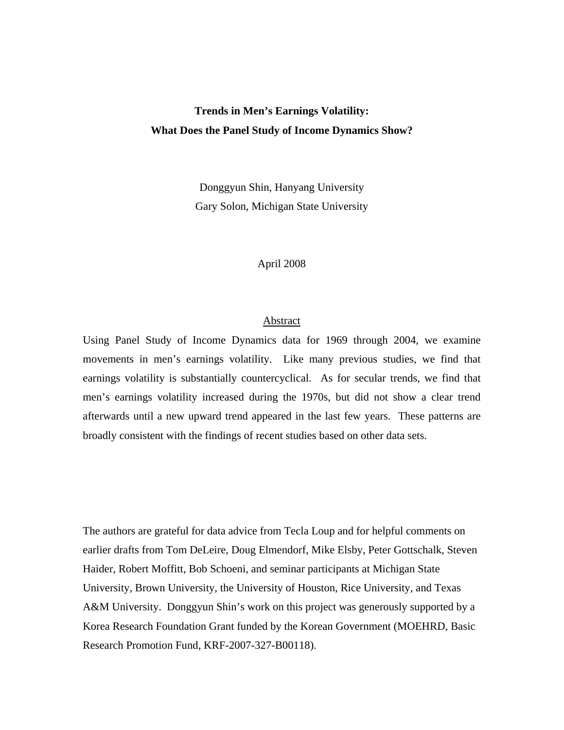# Trends in Men's Earnings Volatility:
# What Does the Panel Study of Income Dynamics Show?

Donggyun Shin, Hanyang University

Gary Solon, Michigan State University

April 2008

## Abstract

Using Panel Study of Income Dynamics data for 1969 through 2004, we examine movements in men's earnings volatility. Like many previous studies, we find that earnings volatility is substantially countercyclical. As for secular trends, we find that men's earnings volatility increased during the 1970s, but did not show a clear trend afterwards until a new upward trend appeared in the last few years. These patterns are broadly consistent with the findings of recent studies based on other data sets.

The authors are grateful for data advice from Tecla Loup and for helpful comments on earlier drafts from Tom DeLeire, Doug Elmendorf, Mike Elsby, Peter Gottschalk, Steven Haider, Robert Moffitt, Bob Schoeni, and seminar participants at Michigan State University, Brown University, the University of Houston, Rice University, and Texas A&M University. Donggyun Shin's work on this project was generously supported by a Korea Research Foundation Grant funded by the Korean Government (MOEHRD, Basic Research Promotion Fund, KRF-2007-327-B00118).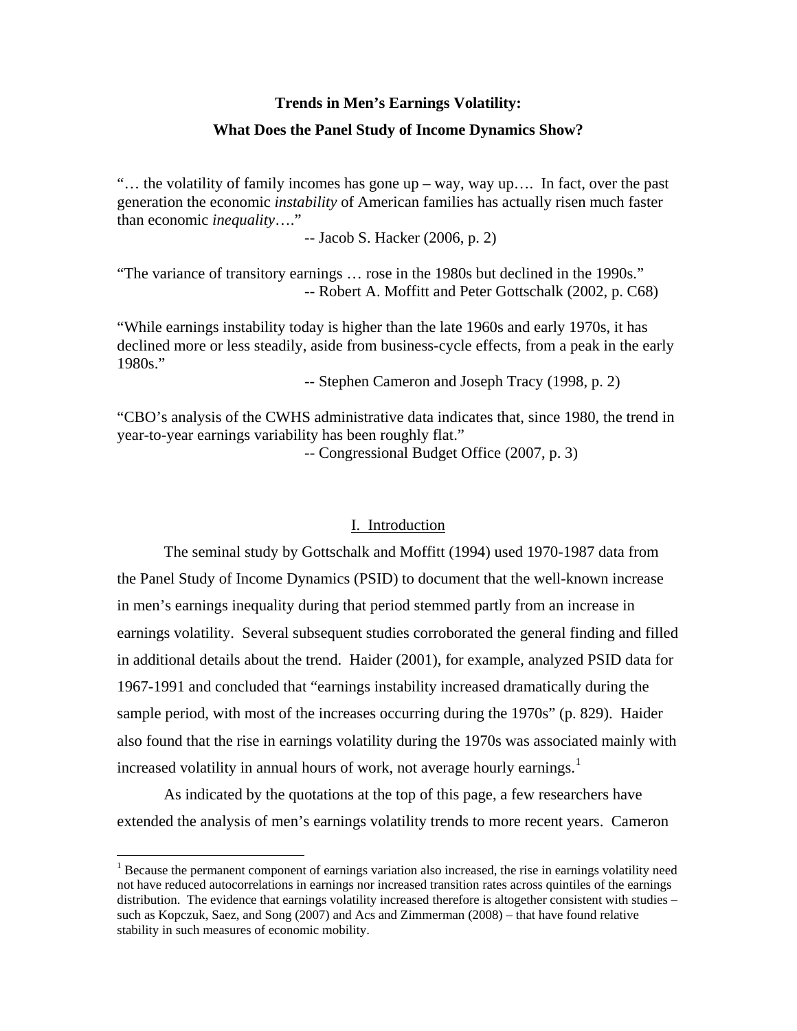**Trends in Men's Earnings Volatility:**

**What Does the Panel Study of Income Dynamics Show?**

"… the volatility of family incomes has gone up – way, way up…. In fact, over the past generation the economic *instability* of American families has actually risen much faster than economic *inequality*…."

-- Jacob S. Hacker (2006, p. 2)

"The variance of transitory earnings … rose in the 1980s but declined in the 1990s."

-- Robert A. Moffitt and Peter Gottschalk (2002, p. C68)

"While earnings instability today is higher than the late 1960s and early 1970s, it has declined more or less steadily, aside from business-cycle effects, from a peak in the early 1980s."

-- Stephen Cameron and Joseph Tracy (1998, p. 2)

"CBO's analysis of the CWHS administrative data indicates that, since 1980, the trend in year-to-year earnings variability has been roughly flat."

-- Congressional Budget Office (2007, p. 3)

## I. Introduction

The seminal study by Gottschalk and Moffitt (1994) used 1970-1987 data from the Panel Study of Income Dynamics (PSID) to document that the well-known increase in men's earnings inequality during that period stemmed partly from an increase in earnings volatility. Several subsequent studies corroborated the general finding and filled in additional details about the trend. Haider (2001), for example, analyzed PSID data for 1967-1991 and concluded that "earnings instability increased dramatically during the sample period, with most of the increases occurring during the 1970s" (p. 829). Haider also found that the rise in earnings volatility during the 1970s was associated mainly with increased volatility in annual hours of work, not average hourly earnings.[1]

As indicated by the quotations at the top of this page, a few researchers have extended the analysis of men's earnings volatility trends to more recent years. Cameron

[1] Because the permanent component of earnings variation also increased, the rise in earnings volatility need not have reduced autocorrelations in earnings nor increased transition rates across quintiles of the earnings distribution. The evidence that earnings volatility increased therefore is altogether consistent with studies – such as Kopczuk, Saez, and Song (2007) and Acs and Zimmerman (2008) – that have found relative stability in such measures of economic mobility.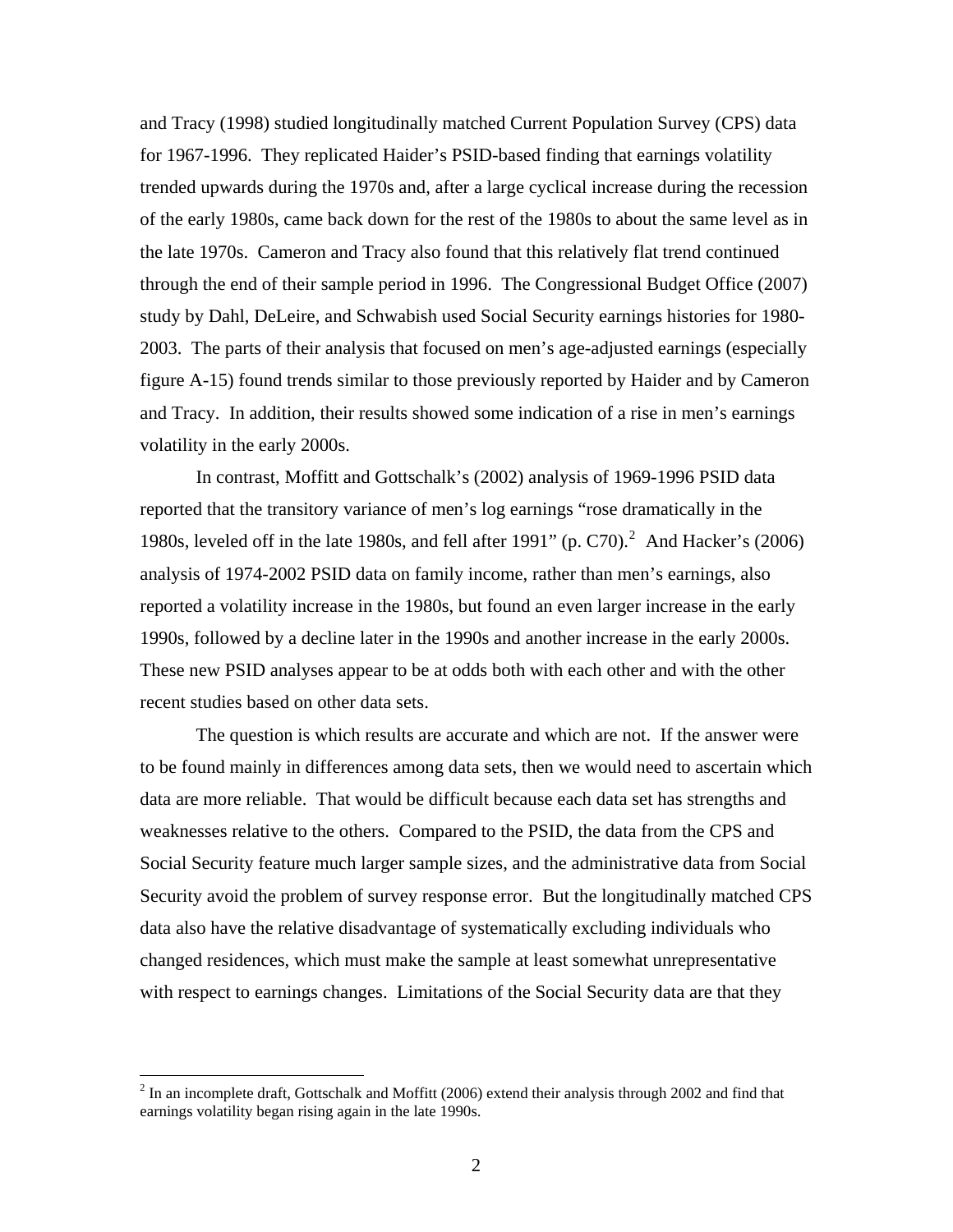and Tracy (1998) studied longitudinally matched Current Population Survey (CPS) data for 1967-1996. They replicated Haider's PSID-based finding that earnings volatility trended upwards during the 1970s and, after a large cyclical increase during the recession of the early 1980s, came back down for the rest of the 1980s to about the same level as in the late 1970s. Cameron and Tracy also found that this relatively flat trend continued through the end of their sample period in 1996. The Congressional Budget Office (2007) study by Dahl, DeLeire, and Schwabish used Social Security earnings histories for 1980-2003. The parts of their analysis that focused on men's age-adjusted earnings (especially figure A-15) found trends similar to those previously reported by Haider and by Cameron and Tracy. In addition, their results showed some indication of a rise in men's earnings volatility in the early 2000s.

In contrast, Moffitt and Gottschalk's (2002) analysis of 1969-1996 PSID data reported that the transitory variance of men's log earnings "rose dramatically in the 1980s, leveled off in the late 1980s, and fell after 1991" (p. C70).[2] And Hacker's (2006) analysis of 1974-2002 PSID data on family income, rather than men's earnings, also reported a volatility increase in the 1980s, but found an even larger increase in the early 1990s, followed by a decline later in the 1990s and another increase in the early 2000s. These new PSID analyses appear to be at odds both with each other and with the other recent studies based on other data sets.

The question is which results are accurate and which are not. If the answer were to be found mainly in differences among data sets, then we would need to ascertain which data are more reliable. That would be difficult because each data set has strengths and weaknesses relative to the others. Compared to the PSID, the data from the CPS and Social Security feature much larger sample sizes, and the administrative data from Social Security avoid the problem of survey response error. But the longitudinally matched CPS data also have the relative disadvantage of systematically excluding individuals who changed residences, which must make the sample at least somewhat unrepresentative with respect to earnings changes. Limitations of the Social Security data are that they

[2] In an incomplete draft, Gottschalk and Moffitt (2006) extend their analysis through 2002 and find that earnings volatility began rising again in the late 1990s.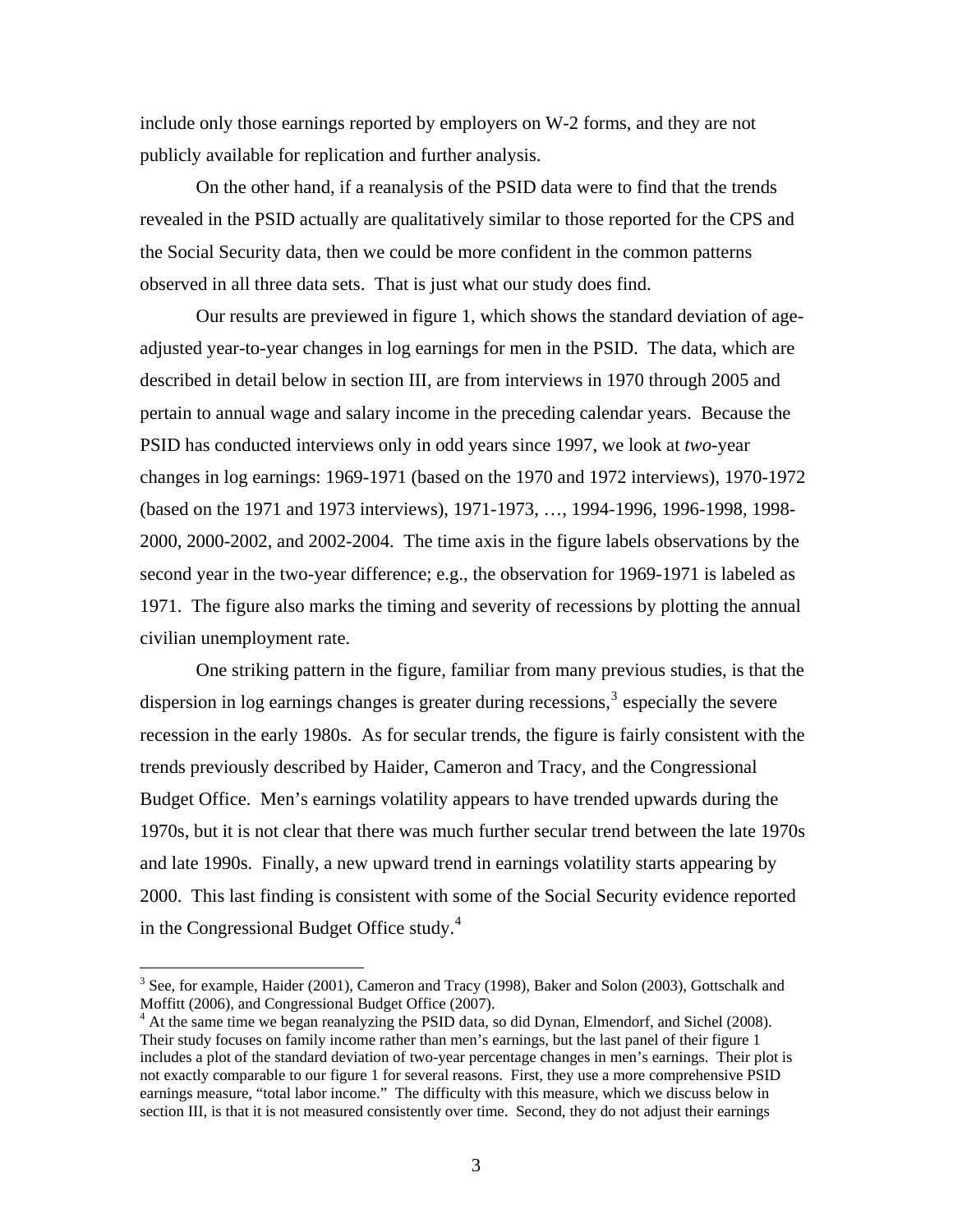include only those earnings reported by employers on W-2 forms, and they are not publicly available for replication and further analysis.

On the other hand, if a reanalysis of the PSID data were to find that the trends revealed in the PSID actually are qualitatively similar to those reported for the CPS and the Social Security data, then we could be more confident in the common patterns observed in all three data sets. That is just what our study does find.

Our results are previewed in figure 1, which shows the standard deviation of age-adjusted year-to-year changes in log earnings for men in the PSID. The data, which are described in detail below in section III, are from interviews in 1970 through 2005 and pertain to annual wage and salary income in the preceding calendar years. Because the PSID has conducted interviews only in odd years since 1997, we look at *two*-year changes in log earnings: 1969-1971 (based on the 1970 and 1972 interviews), 1970-1972 (based on the 1971 and 1973 interviews), 1971-1973, …, 1994-1996, 1996-1998, 1998-2000, 2000-2002, and 2002-2004. The time axis in the figure labels observations by the second year in the two-year difference; e.g., the observation for 1969-1971 is labeled as 1971. The figure also marks the timing and severity of recessions by plotting the annual civilian unemployment rate.

One striking pattern in the figure, familiar from many previous studies, is that the dispersion in log earnings changes is greater during recessions,[3] especially the severe recession in the early 1980s. As for secular trends, the figure is fairly consistent with the trends previously described by Haider, Cameron and Tracy, and the Congressional Budget Office. Men's earnings volatility appears to have trended upwards during the 1970s, but it is not clear that there was much further secular trend between the late 1970s and late 1990s. Finally, a new upward trend in earnings volatility starts appearing by 2000. This last finding is consistent with some of the Social Security evidence reported in the Congressional Budget Office study.[4]

[3] See, for example, Haider (2001), Cameron and Tracy (1998), Baker and Solon (2003), Gottschalk and Moffitt (2006), and Congressional Budget Office (2007).

[4] At the same time we began reanalyzing the PSID data, so did Dynan, Elmendorf, and Sichel (2008). Their study focuses on family income rather than men's earnings, but the last panel of their figure 1 includes a plot of the standard deviation of two-year percentage changes in men's earnings. Their plot is not exactly comparable to our figure 1 for several reasons. First, they use a more comprehensive PSID earnings measure, "total labor income." The difficulty with this measure, which we discuss below in section III, is that it is not measured consistently over time. Second, they do not adjust their earnings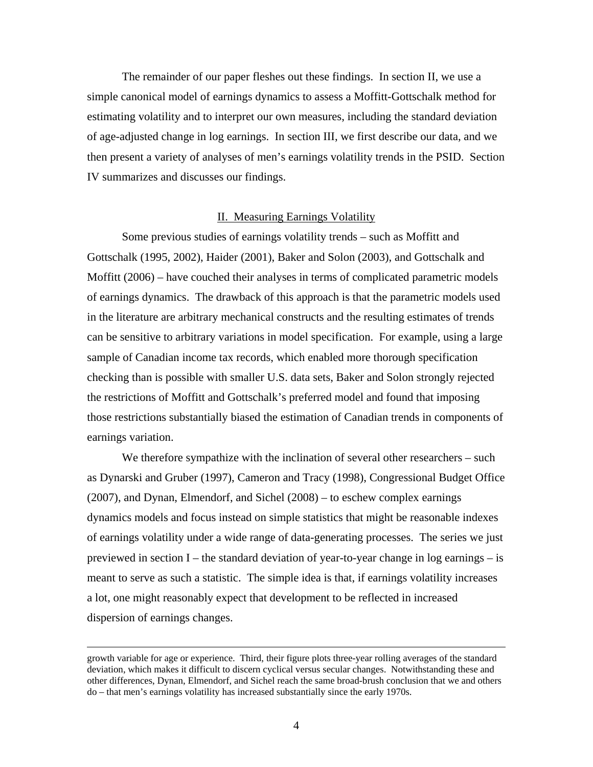The remainder of our paper fleshes out these findings. In section II, we use a simple canonical model of earnings dynamics to assess a Moffitt-Gottschalk method for estimating volatility and to interpret our own measures, including the standard deviation of age-adjusted change in log earnings. In section III, we first describe our data, and we then present a variety of analyses of men's earnings volatility trends in the PSID. Section IV summarizes and discusses our findings.

## II. Measuring Earnings Volatility

Some previous studies of earnings volatility trends – such as Moffitt and Gottschalk (1995, 2002), Haider (2001), Baker and Solon (2003), and Gottschalk and Moffitt (2006) – have couched their analyses in terms of complicated parametric models of earnings dynamics. The drawback of this approach is that the parametric models used in the literature are arbitrary mechanical constructs and the resulting estimates of trends can be sensitive to arbitrary variations in model specification. For example, using a large sample of Canadian income tax records, which enabled more thorough specification checking than is possible with smaller U.S. data sets, Baker and Solon strongly rejected the restrictions of Moffitt and Gottschalk's preferred model and found that imposing those restrictions substantially biased the estimation of Canadian trends in components of earnings variation.

We therefore sympathize with the inclination of several other researchers – such as Dynarski and Gruber (1997), Cameron and Tracy (1998), Congressional Budget Office (2007), and Dynan, Elmendorf, and Sichel (2008) – to eschew complex earnings dynamics models and focus instead on simple statistics that might be reasonable indexes of earnings volatility under a wide range of data-generating processes. The series we just previewed in section I – the standard deviation of year-to-year change in log earnings – is meant to serve as such a statistic. The simple idea is that, if earnings volatility increases a lot, one might reasonably expect that development to be reflected in increased dispersion of earnings changes.

---

growth variable for age or experience. Third, their figure plots three-year rolling averages of the standard deviation, which makes it difficult to discern cyclical versus secular changes. Notwithstanding these and other differences, Dynan, Elmendorf, and Sichel reach the same broad-brush conclusion that we and others do – that men's earnings volatility has increased substantially since the early 1970s.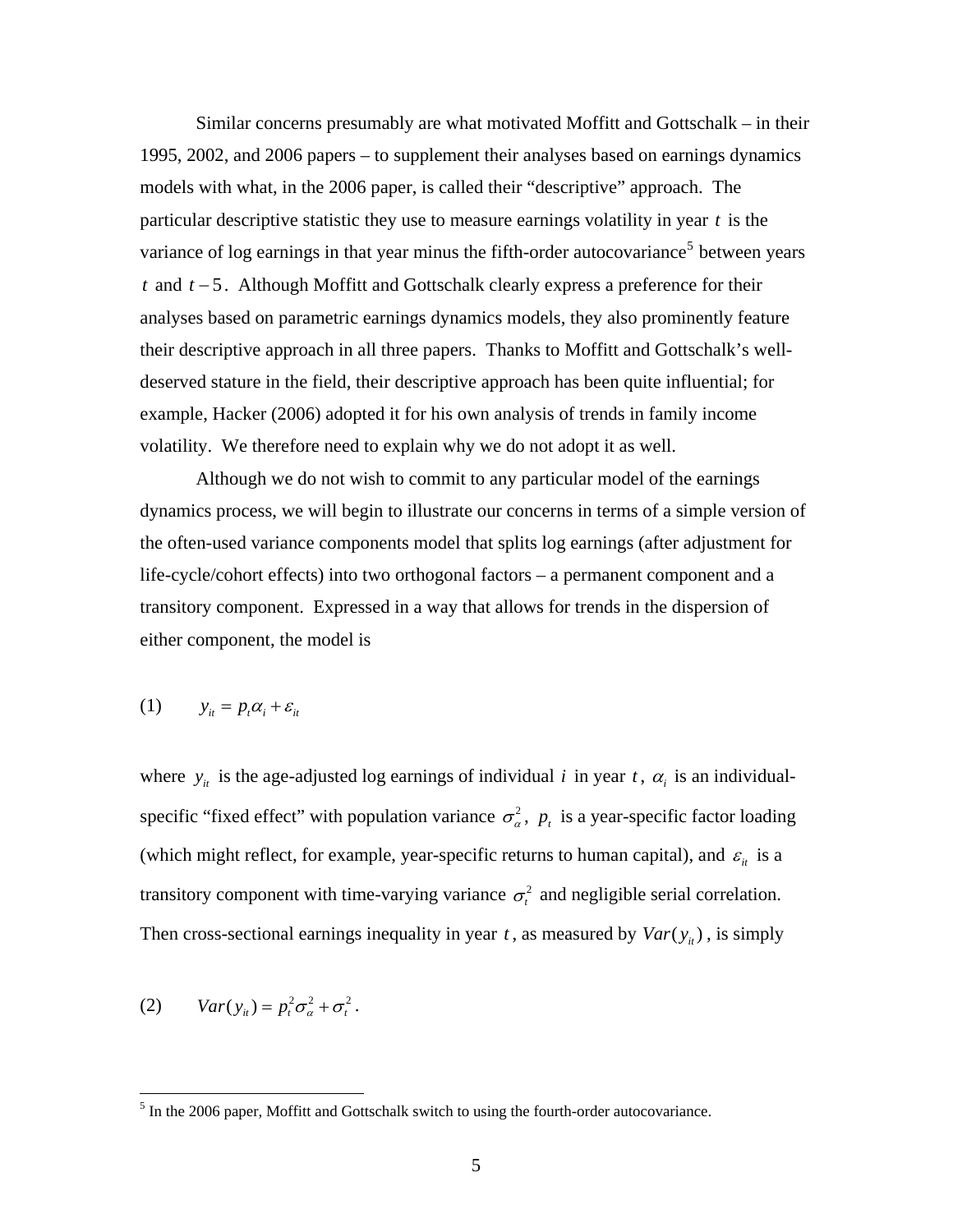Similar concerns presumably are what motivated Moffitt and Gottschalk – in their 1995, 2002, and 2006 papers – to supplement their analyses based on earnings dynamics models with what, in the 2006 paper, is called their "descriptive" approach. The particular descriptive statistic they use to measure earnings volatility in year $t$ is the variance of log earnings in that year minus the fifth-order autocovariance[5] between years $t$ and $t-5$. Although Moffitt and Gottschalk clearly express a preference for their analyses based on parametric earnings dynamics models, they also prominently feature their descriptive approach in all three papers. Thanks to Moffitt and Gottschalk's well-deserved stature in the field, their descriptive approach has been quite influential; for example, Hacker (2006) adopted it for his own analysis of trends in family income volatility. We therefore need to explain why we do not adopt it as well.

Although we do not wish to commit to any particular model of the earnings dynamics process, we will begin to illustrate our concerns in terms of a simple version of the often-used variance components model that splits log earnings (after adjustment for life-cycle/cohort effects) into two orthogonal factors – a permanent component and a transitory component. Expressed in a way that allows for trends in the dispersion of either component, the model is

$$(1) \qquad y_{it} = p_t \alpha_i + \varepsilon_{it}$$

where $y_{it}$ is the age-adjusted log earnings of individual $i$ in year $t$, $\alpha_i$ is an individual-specific "fixed effect" with population variance $\sigma_\alpha^2$, $p_t$ is a year-specific factor loading (which might reflect, for example, year-specific returns to human capital), and $\varepsilon_{it}$ is a transitory component with time-varying variance $\sigma_t^2$ and negligible serial correlation. Then cross-sectional earnings inequality in year $t$, as measured by $Var(y_{it})$, is simply

$$(2) \qquad Var(y_{it}) = p_t^2 \sigma_\alpha^2 + \sigma_t^2 .$$

[5] In the 2006 paper, Moffitt and Gottschalk switch to using the fourth-order autocovariance.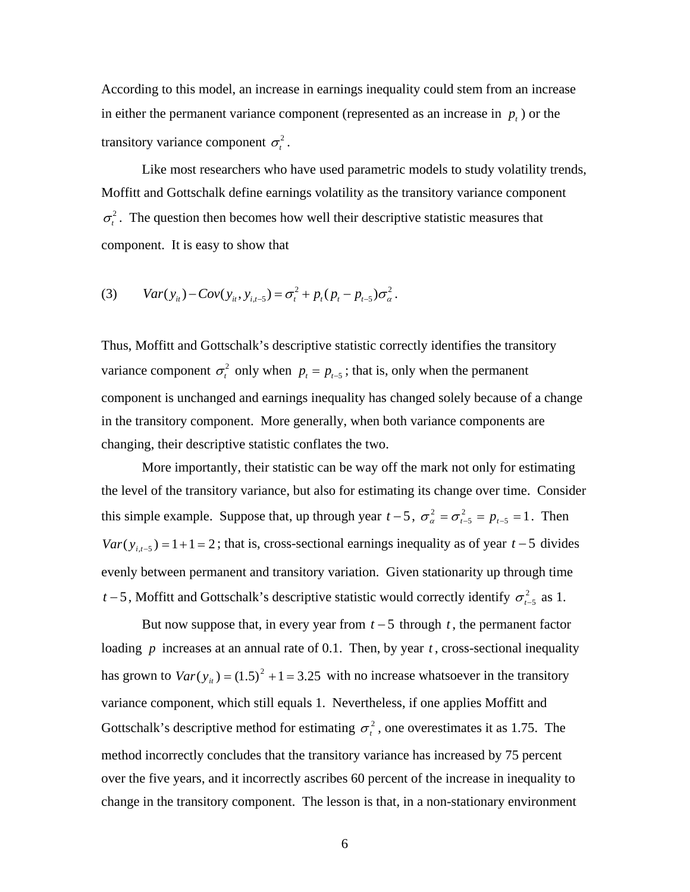According to this model, an increase in earnings inequality could stem from an increase in either the permanent variance component (represented as an increase in $p_t$) or the transitory variance component $\sigma_t^2$.

Like most researchers who have used parametric models to study volatility trends, Moffitt and Gottschalk define earnings volatility as the transitory variance component $\sigma_t^2$. The question then becomes how well their descriptive statistic measures that component. It is easy to show that

$$
(3) \qquad Var(y_{it}) - Cov(y_{it}, y_{i,t-5}) = \sigma_t^2 + p_t(p_t - p_{t-5})\sigma_\alpha^2 .
$$

Thus, Moffitt and Gottschalk's descriptive statistic correctly identifies the transitory variance component $\sigma_t^2$ only when $p_t = p_{t-5}$; that is, only when the permanent component is unchanged and earnings inequality has changed solely because of a change in the transitory component. More generally, when both variance components are changing, their descriptive statistic conflates the two.

More importantly, their statistic can be way off the mark not only for estimating the level of the transitory variance, but also for estimating its change over time. Consider this simple example. Suppose that, up through year $t-5$, $\sigma_\alpha^2 = \sigma_{t-5}^2 = p_{t-5} = 1$. Then $Var(y_{i,t-5}) = 1 + 1 = 2$; that is, cross-sectional earnings inequality as of year $t-5$ divides evenly between permanent and transitory variation. Given stationarity up through time $t-5$, Moffitt and Gottschalk's descriptive statistic would correctly identify $\sigma_{t-5}^2$ as 1.

But now suppose that, in every year from $t-5$ through $t$, the permanent factor loading $p$ increases at an annual rate of 0.1. Then, by year $t$, cross-sectional inequality has grown to $Var(y_{it}) = (1.5)^2 + 1 = 3.25$ with no increase whatsoever in the transitory variance component, which still equals 1. Nevertheless, if one applies Moffitt and Gottschalk's descriptive method for estimating $\sigma_t^2$, one overestimates it as 1.75. The method incorrectly concludes that the transitory variance has increased by 75 percent over the five years, and it incorrectly ascribes 60 percent of the increase in inequality to change in the transitory component. The lesson is that, in a non-stationary environment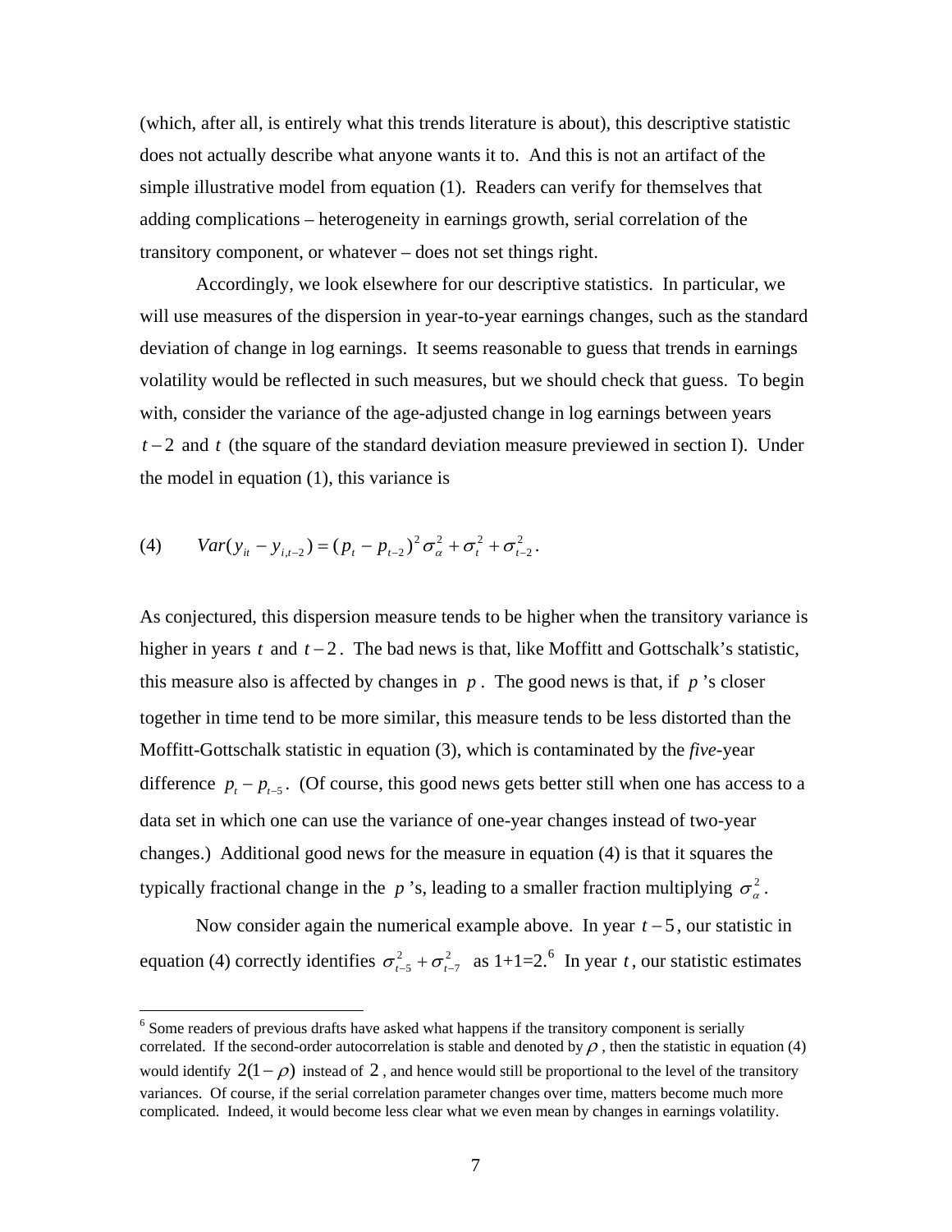(which, after all, is entirely what this trends literature is about), this descriptive statistic does not actually describe what anyone wants it to. And this is not an artifact of the simple illustrative model from equation (1). Readers can verify for themselves that adding complications – heterogeneity in earnings growth, serial correlation of the transitory component, or whatever – does not set things right.

Accordingly, we look elsewhere for our descriptive statistics. In particular, we will use measures of the dispersion in year-to-year earnings changes, such as the standard deviation of change in log earnings. It seems reasonable to guess that trends in earnings volatility would be reflected in such measures, but we should check that guess. To begin with, consider the variance of the age-adjusted change in log earnings between years $t-2$ and $t$ (the square of the standard deviation measure previewed in section I). Under the model in equation (1), this variance is

$$(4) \qquad Var(y_{it} - y_{i,t-2}) = (p_t - p_{t-2})^2 \sigma_\alpha^2 + \sigma_t^2 + \sigma_{t-2}^2 .$$

As conjectured, this dispersion measure tends to be higher when the transitory variance is higher in years $t$ and $t-2$. The bad news is that, like Moffitt and Gottschalk's statistic, this measure also is affected by changes in $p$. The good news is that, if $p$'s closer together in time tend to be more similar, this measure tends to be less distorted than the Moffitt-Gottschalk statistic in equation (3), which is contaminated by the *five*-year difference $p_t - p_{t-5}$. (Of course, this good news gets better still when one has access to a data set in which one can use the variance of one-year changes instead of two-year changes.) Additional good news for the measure in equation (4) is that it squares the typically fractional change in the $p$'s, leading to a smaller fraction multiplying $\sigma_\alpha^2$.

Now consider again the numerical example above. In year $t-5$, our statistic in equation (4) correctly identifies $\sigma_{t-5}^2 + \sigma_{t-7}^2$ as 1+1=2.[6] In year $t$, our statistic estimates

[6] Some readers of previous drafts have asked what happens if the transitory component is serially correlated. If the second-order autocorrelation is stable and denoted by $\rho$, then the statistic in equation (4) would identify $2(1-\rho)$ instead of $2$, and hence would still be proportional to the level of the transitory variances. Of course, if the serial correlation parameter changes over time, matters become much more complicated. Indeed, it would become less clear what we even mean by changes in earnings volatility.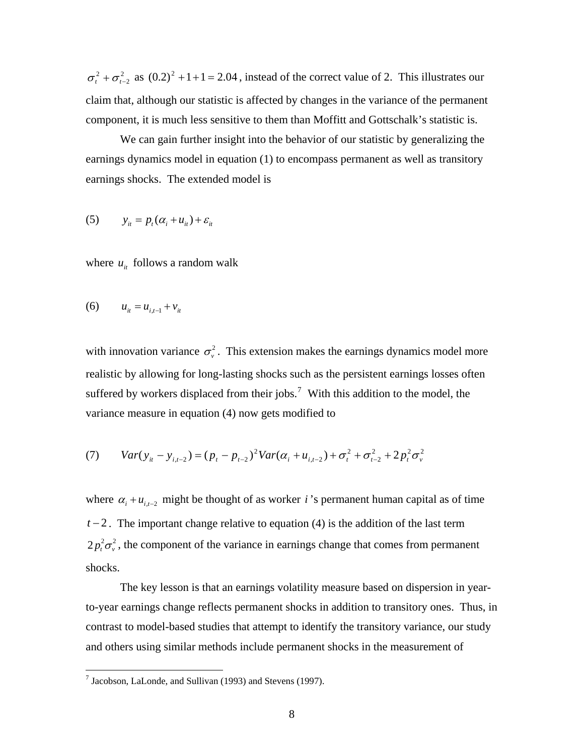$\sigma_t^2 + \sigma_{t-2}^2$ as $(0.2)^2 + 1 + 1 = 2.04$, instead of the correct value of 2. This illustrates our claim that, although our statistic is affected by changes in the variance of the permanent component, it is much less sensitive to them than Moffitt and Gottschalk's statistic is.

We can gain further insight into the behavior of our statistic by generalizing the earnings dynamics model in equation (1) to encompass permanent as well as transitory earnings shocks. The extended model is

$$(5) \qquad y_{it} = p_t(\alpha_i + u_{it}) + \varepsilon_{it}$$

where $u_{it}$ follows a random walk

$$(6) \qquad u_{it} = u_{i,t-1} + v_{it}$$

with innovation variance $\sigma_v^2$. This extension makes the earnings dynamics model more realistic by allowing for long-lasting shocks such as the persistent earnings losses often suffered by workers displaced from their jobs.[7] With this addition to the model, the variance measure in equation (4) now gets modified to

$$(7) \qquad Var(y_{it} - y_{i,t-2}) = (p_t - p_{t-2})^2 Var(\alpha_i + u_{i,t-2}) + \sigma_t^2 + \sigma_{t-2}^2 + 2p_t^2\sigma_v^2$$

where $\alpha_i + u_{i,t-2}$ might be thought of as worker $i$'s permanent human capital as of time $t-2$. The important change relative to equation (4) is the addition of the last term $2p_t^2\sigma_v^2$, the component of the variance in earnings change that comes from permanent shocks.

The key lesson is that an earnings volatility measure based on dispersion in year-to-year earnings change reflects permanent shocks in addition to transitory ones. Thus, in contrast to model-based studies that attempt to identify the transitory variance, our study and others using similar methods include permanent shocks in the measurement of

---

[7] Jacobson, LaLonde, and Sullivan (1993) and Stevens (1997).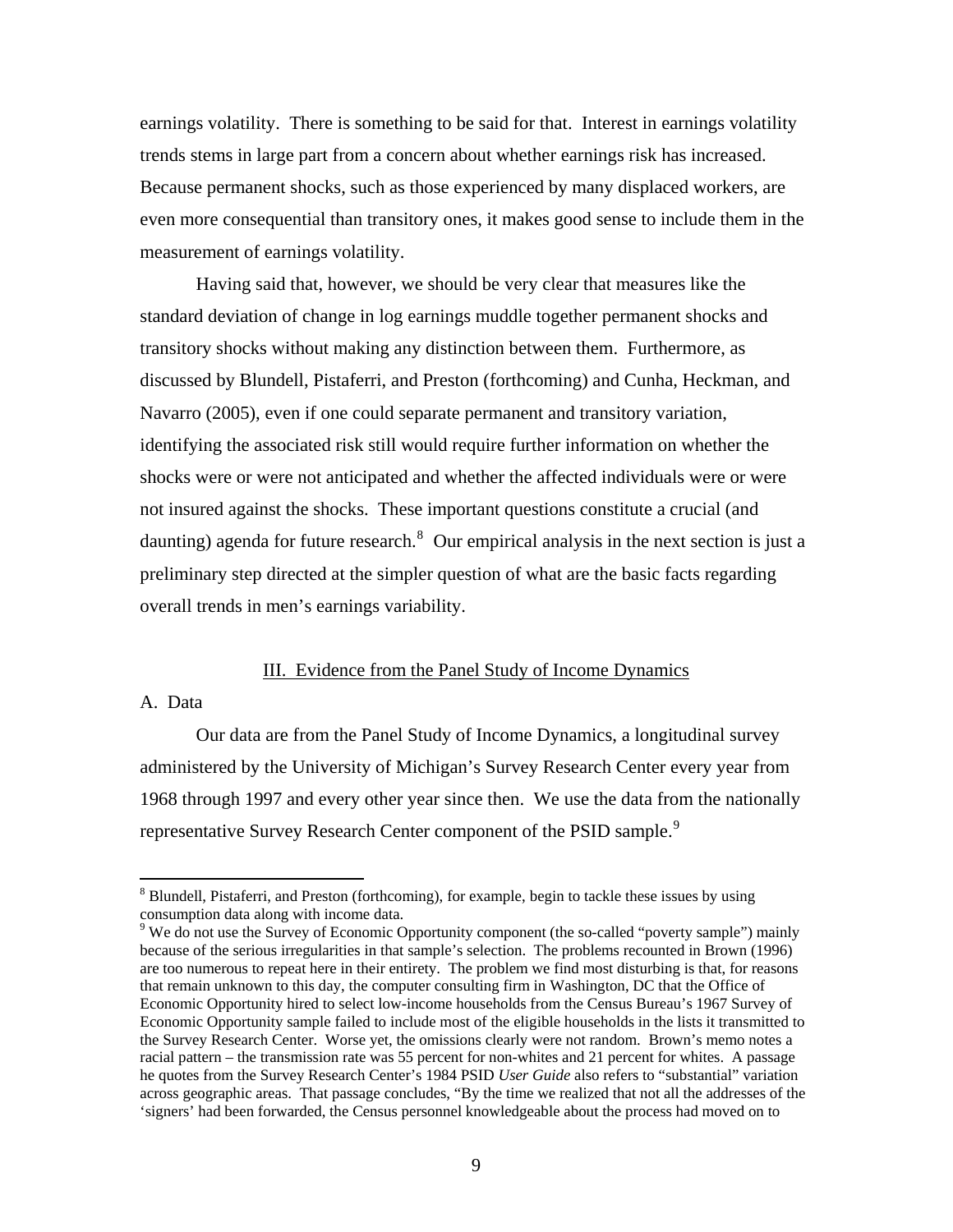earnings volatility. There is something to be said for that. Interest in earnings volatility trends stems in large part from a concern about whether earnings risk has increased. Because permanent shocks, such as those experienced by many displaced workers, are even more consequential than transitory ones, it makes good sense to include them in the measurement of earnings volatility.

Having said that, however, we should be very clear that measures like the standard deviation of change in log earnings muddle together permanent shocks and transitory shocks without making any distinction between them. Furthermore, as discussed by Blundell, Pistaferri, and Preston (forthcoming) and Cunha, Heckman, and Navarro (2005), even if one could separate permanent and transitory variation, identifying the associated risk still would require further information on whether the shocks were or were not anticipated and whether the affected individuals were or were not insured against the shocks. These important questions constitute a crucial (and daunting) agenda for future research.[8] Our empirical analysis in the next section is just a preliminary step directed at the simpler question of what are the basic facts regarding overall trends in men's earnings variability.

## III. Evidence from the Panel Study of Income Dynamics

### A. Data

Our data are from the Panel Study of Income Dynamics, a longitudinal survey administered by the University of Michigan's Survey Research Center every year from 1968 through 1997 and every other year since then. We use the data from the nationally representative Survey Research Center component of the PSID sample.[9]

---

[8] Blundell, Pistaferri, and Preston (forthcoming), for example, begin to tackle these issues by using consumption data along with income data.

[9] We do not use the Survey of Economic Opportunity component (the so-called "poverty sample") mainly because of the serious irregularities in that sample's selection. The problems recounted in Brown (1996) are too numerous to repeat here in their entirety. The problem we find most disturbing is that, for reasons that remain unknown to this day, the computer consulting firm in Washington, DC that the Office of Economic Opportunity hired to select low-income households from the Census Bureau's 1967 Survey of Economic Opportunity sample failed to include most of the eligible households in the lists it transmitted to the Survey Research Center. Worse yet, the omissions clearly were not random. Brown's memo notes a racial pattern – the transmission rate was 55 percent for non-whites and 21 percent for whites. A passage he quotes from the Survey Research Center's 1984 PSID *User Guide* also refers to "substantial" variation across geographic areas. That passage concludes, "By the time we realized that not all the addresses of the 'signers' had been forwarded, the Census personnel knowledgeable about the process had moved on to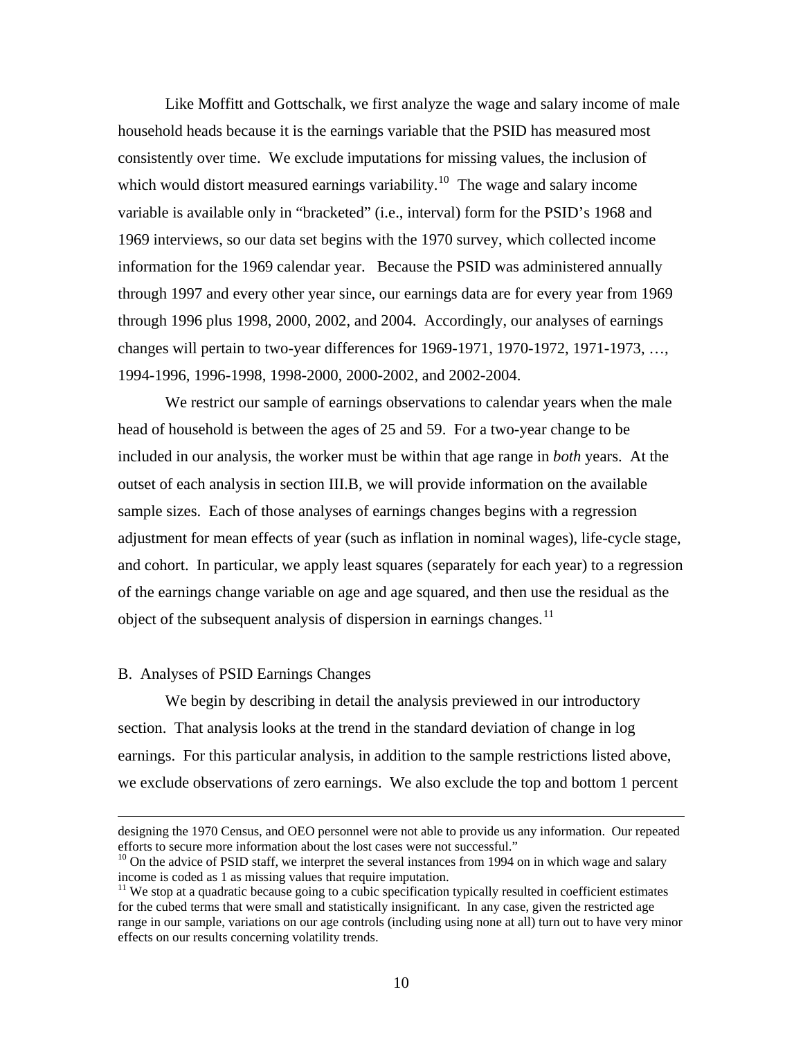Like Moffitt and Gottschalk, we first analyze the wage and salary income of male household heads because it is the earnings variable that the PSID has measured most consistently over time. We exclude imputations for missing values, the inclusion of which would distort measured earnings variability.[10] The wage and salary income variable is available only in "bracketed" (i.e., interval) form for the PSID's 1968 and 1969 interviews, so our data set begins with the 1970 survey, which collected income information for the 1969 calendar year. Because the PSID was administered annually through 1997 and every other year since, our earnings data are for every year from 1969 through 1996 plus 1998, 2000, 2002, and 2004. Accordingly, our analyses of earnings changes will pertain to two-year differences for 1969-1971, 1970-1972, 1971-1973, …, 1994-1996, 1996-1998, 1998-2000, 2000-2002, and 2002-2004.

We restrict our sample of earnings observations to calendar years when the male head of household is between the ages of 25 and 59. For a two-year change to be included in our analysis, the worker must be within that age range in *both* years. At the outset of each analysis in section III.B, we will provide information on the available sample sizes. Each of those analyses of earnings changes begins with a regression adjustment for mean effects of year (such as inflation in nominal wages), life-cycle stage, and cohort. In particular, we apply least squares (separately for each year) to a regression of the earnings change variable on age and age squared, and then use the residual as the object of the subsequent analysis of dispersion in earnings changes.[11]

## B. Analyses of PSID Earnings Changes

We begin by describing in detail the analysis previewed in our introductory section. That analysis looks at the trend in the standard deviation of change in log earnings. For this particular analysis, in addition to the sample restrictions listed above, we exclude observations of zero earnings. We also exclude the top and bottom 1 percent

---

designing the 1970 Census, and OEO personnel were not able to provide us any information. Our repeated efforts to secure more information about the lost cases were not successful."

[10] On the advice of PSID staff, we interpret the several instances from 1994 on in which wage and salary income is coded as 1 as missing values that require imputation.

[11] We stop at a quadratic because going to a cubic specification typically resulted in coefficient estimates for the cubed terms that were small and statistically insignificant. In any case, given the restricted age range in our sample, variations on our age controls (including using none at all) turn out to have very minor effects on our results concerning volatility trends.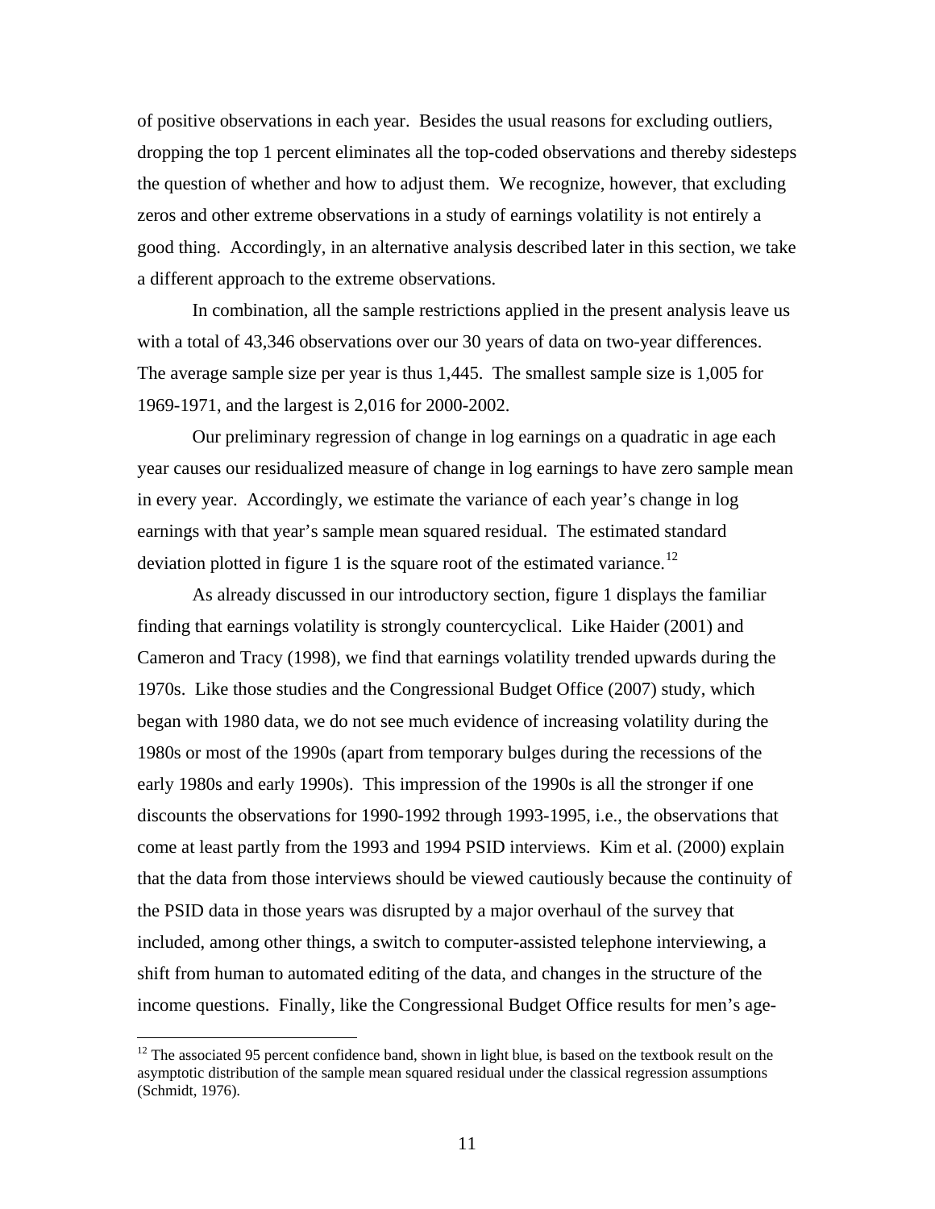of positive observations in each year. Besides the usual reasons for excluding outliers, dropping the top 1 percent eliminates all the top-coded observations and thereby sidesteps the question of whether and how to adjust them. We recognize, however, that excluding zeros and other extreme observations in a study of earnings volatility is not entirely a good thing. Accordingly, in an alternative analysis described later in this section, we take a different approach to the extreme observations.

In combination, all the sample restrictions applied in the present analysis leave us with a total of 43,346 observations over our 30 years of data on two-year differences. The average sample size per year is thus 1,445. The smallest sample size is 1,005 for 1969-1971, and the largest is 2,016 for 2000-2002.

Our preliminary regression of change in log earnings on a quadratic in age each year causes our residualized measure of change in log earnings to have zero sample mean in every year. Accordingly, we estimate the variance of each year's change in log earnings with that year's sample mean squared residual. The estimated standard deviation plotted in figure 1 is the square root of the estimated variance.[12]

As already discussed in our introductory section, figure 1 displays the familiar finding that earnings volatility is strongly countercyclical. Like Haider (2001) and Cameron and Tracy (1998), we find that earnings volatility trended upwards during the 1970s. Like those studies and the Congressional Budget Office (2007) study, which began with 1980 data, we do not see much evidence of increasing volatility during the 1980s or most of the 1990s (apart from temporary bulges during the recessions of the early 1980s and early 1990s). This impression of the 1990s is all the stronger if one discounts the observations for 1990-1992 through 1993-1995, i.e., the observations that come at least partly from the 1993 and 1994 PSID interviews. Kim et al. (2000) explain that the data from those interviews should be viewed cautiously because the continuity of the PSID data in those years was disrupted by a major overhaul of the survey that included, among other things, a switch to computer-assisted telephone interviewing, a shift from human to automated editing of the data, and changes in the structure of the income questions. Finally, like the Congressional Budget Office results for men's age-

[12] The associated 95 percent confidence band, shown in light blue, is based on the textbook result on the asymptotic distribution of the sample mean squared residual under the classical regression assumptions (Schmidt, 1976).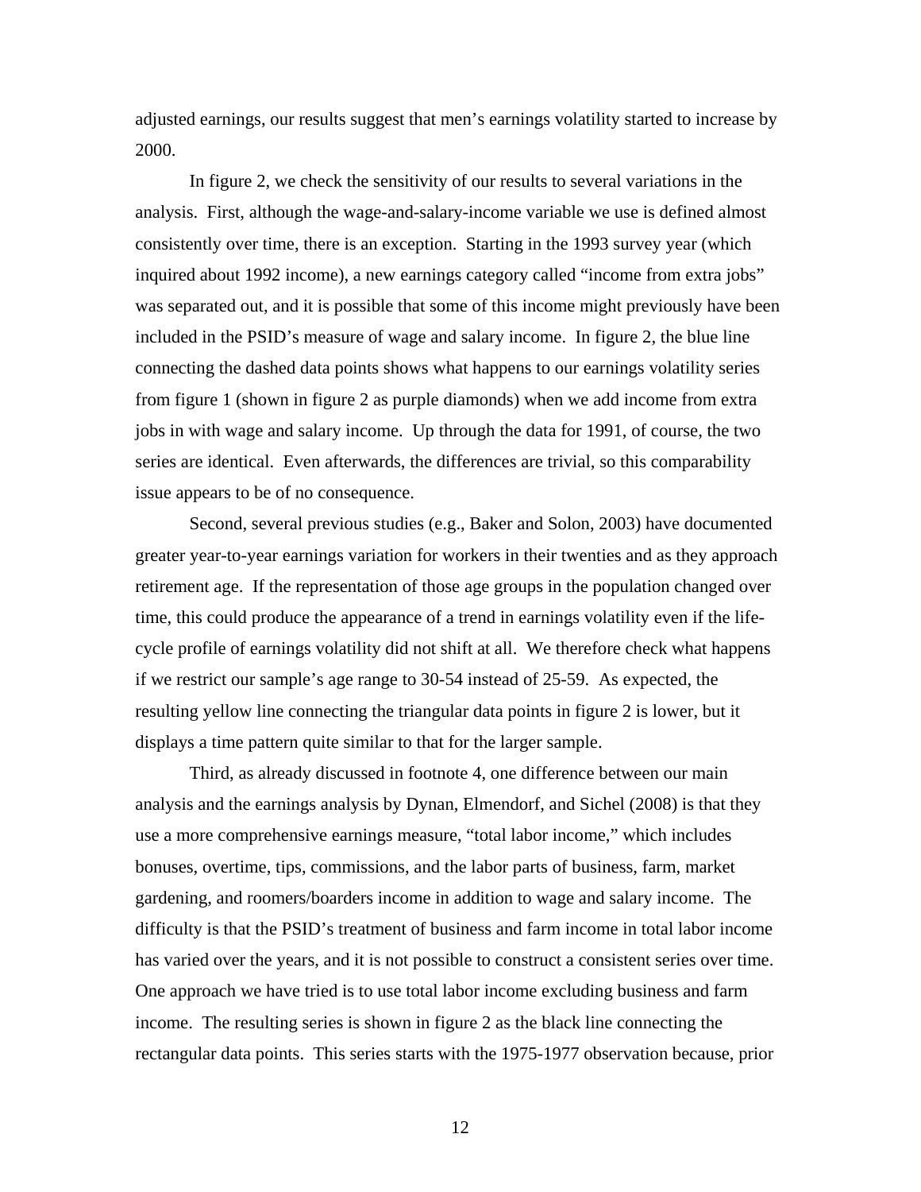adjusted earnings, our results suggest that men's earnings volatility started to increase by 2000.

In figure 2, we check the sensitivity of our results to several variations in the analysis. First, although the wage-and-salary-income variable we use is defined almost consistently over time, there is an exception. Starting in the 1993 survey year (which inquired about 1992 income), a new earnings category called "income from extra jobs" was separated out, and it is possible that some of this income might previously have been included in the PSID's measure of wage and salary income. In figure 2, the blue line connecting the dashed data points shows what happens to our earnings volatility series from figure 1 (shown in figure 2 as purple diamonds) when we add income from extra jobs in with wage and salary income. Up through the data for 1991, of course, the two series are identical. Even afterwards, the differences are trivial, so this comparability issue appears to be of no consequence.

Second, several previous studies (e.g., Baker and Solon, 2003) have documented greater year-to-year earnings variation for workers in their twenties and as they approach retirement age. If the representation of those age groups in the population changed over time, this could produce the appearance of a trend in earnings volatility even if the life-cycle profile of earnings volatility did not shift at all. We therefore check what happens if we restrict our sample's age range to 30-54 instead of 25-59. As expected, the resulting yellow line connecting the triangular data points in figure 2 is lower, but it displays a time pattern quite similar to that for the larger sample.

Third, as already discussed in footnote 4, one difference between our main analysis and the earnings analysis by Dynan, Elmendorf, and Sichel (2008) is that they use a more comprehensive earnings measure, "total labor income," which includes bonuses, overtime, tips, commissions, and the labor parts of business, farm, market gardening, and roomers/boarders income in addition to wage and salary income. The difficulty is that the PSID's treatment of business and farm income in total labor income has varied over the years, and it is not possible to construct a consistent series over time. One approach we have tried is to use total labor income excluding business and farm income. The resulting series is shown in figure 2 as the black line connecting the rectangular data points. This series starts with the 1975-1977 observation because, prior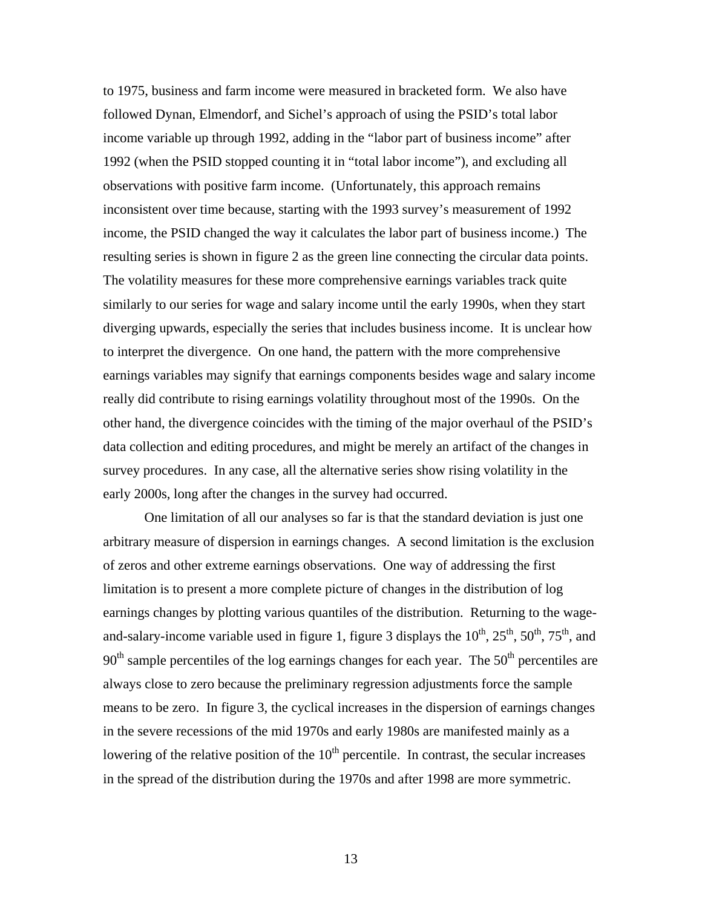to 1975, business and farm income were measured in bracketed form. We also have followed Dynan, Elmendorf, and Sichel's approach of using the PSID's total labor income variable up through 1992, adding in the "labor part of business income" after 1992 (when the PSID stopped counting it in "total labor income"), and excluding all observations with positive farm income. (Unfortunately, this approach remains inconsistent over time because, starting with the 1993 survey's measurement of 1992 income, the PSID changed the way it calculates the labor part of business income.) The resulting series is shown in figure 2 as the green line connecting the circular data points. The volatility measures for these more comprehensive earnings variables track quite similarly to our series for wage and salary income until the early 1990s, when they start diverging upwards, especially the series that includes business income. It is unclear how to interpret the divergence. On one hand, the pattern with the more comprehensive earnings variables may signify that earnings components besides wage and salary income really did contribute to rising earnings volatility throughout most of the 1990s. On the other hand, the divergence coincides with the timing of the major overhaul of the PSID's data collection and editing procedures, and might be merely an artifact of the changes in survey procedures. In any case, all the alternative series show rising volatility in the early 2000s, long after the changes in the survey had occurred.

One limitation of all our analyses so far is that the standard deviation is just one arbitrary measure of dispersion in earnings changes. A second limitation is the exclusion of zeros and other extreme earnings observations. One way of addressing the first limitation is to present a more complete picture of changes in the distribution of log earnings changes by plotting various quantiles of the distribution. Returning to the wage-and-salary-income variable used in figure 1, figure 3 displays the 10th, 25th, 50th, 75th, and 90th sample percentiles of the log earnings changes for each year. The 50th percentiles are always close to zero because the preliminary regression adjustments force the sample means to be zero. In figure 3, the cyclical increases in the dispersion of earnings changes in the severe recessions of the mid 1970s and early 1980s are manifested mainly as a lowering of the relative position of the 10th percentile. In contrast, the secular increases in the spread of the distribution during the 1970s and after 1998 are more symmetric.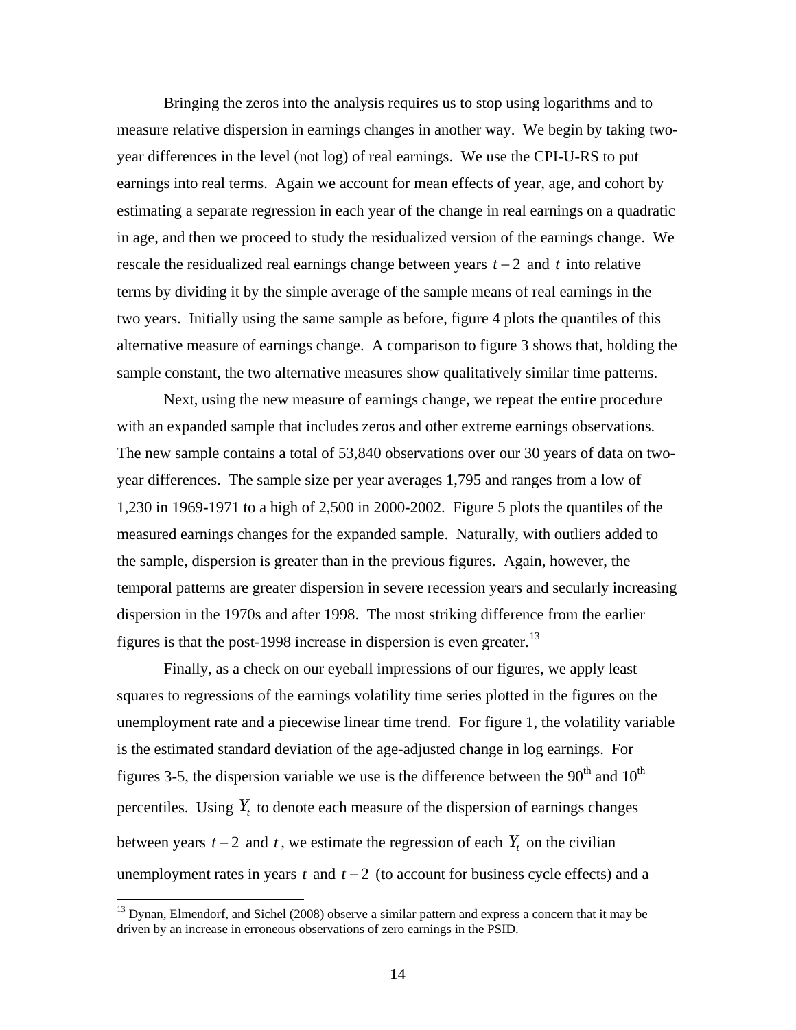Bringing the zeros into the analysis requires us to stop using logarithms and to measure relative dispersion in earnings changes in another way. We begin by taking two-year differences in the level (not log) of real earnings. We use the CPI-U-RS to put earnings into real terms. Again we account for mean effects of year, age, and cohort by estimating a separate regression in each year of the change in real earnings on a quadratic in age, and then we proceed to study the residualized version of the earnings change. We rescale the residualized real earnings change between years $t-2$ and $t$ into relative terms by dividing it by the simple average of the sample means of real earnings in the two years. Initially using the same sample as before, figure 4 plots the quantiles of this alternative measure of earnings change. A comparison to figure 3 shows that, holding the sample constant, the two alternative measures show qualitatively similar time patterns.

Next, using the new measure of earnings change, we repeat the entire procedure with an expanded sample that includes zeros and other extreme earnings observations. The new sample contains a total of 53,840 observations over our 30 years of data on two-year differences. The sample size per year averages 1,795 and ranges from a low of 1,230 in 1969-1971 to a high of 2,500 in 2000-2002. Figure 5 plots the quantiles of the measured earnings changes for the expanded sample. Naturally, with outliers added to the sample, dispersion is greater than in the previous figures. Again, however, the temporal patterns are greater dispersion in severe recession years and secularly increasing dispersion in the 1970s and after 1998. The most striking difference from the earlier figures is that the post-1998 increase in dispersion is even greater.[13]

Finally, as a check on our eyeball impressions of our figures, we apply least squares to regressions of the earnings volatility time series plotted in the figures on the unemployment rate and a piecewise linear time trend. For figure 1, the volatility variable is the estimated standard deviation of the age-adjusted change in log earnings. For figures 3-5, the dispersion variable we use is the difference between the 90th and 10th percentiles. Using $Y_t$ to denote each measure of the dispersion of earnings changes between years $t-2$ and $t$, we estimate the regression of each $Y_t$ on the civilian unemployment rates in years $t$ and $t-2$ (to account for business cycle effects) and a

[13] Dynan, Elmendorf, and Sichel (2008) observe a similar pattern and express a concern that it may be driven by an increase in erroneous observations of zero earnings in the PSID.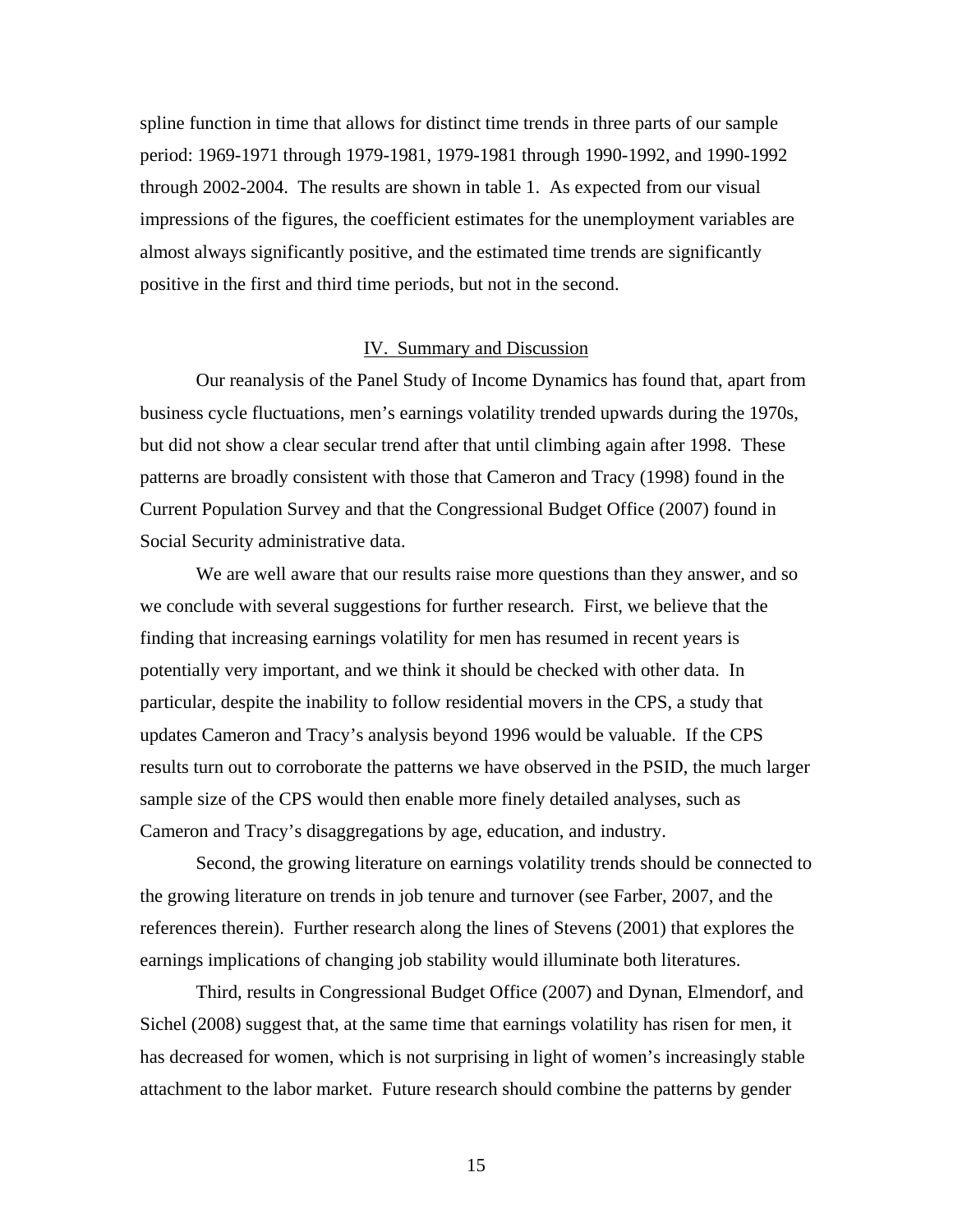spline function in time that allows for distinct time trends in three parts of our sample period: 1969-1971 through 1979-1981, 1979-1981 through 1990-1992, and 1990-1992 through 2002-2004. The results are shown in table 1. As expected from our visual impressions of the figures, the coefficient estimates for the unemployment variables are almost always significantly positive, and the estimated time trends are significantly positive in the first and third time periods, but not in the second.

## IV. Summary and Discussion

Our reanalysis of the Panel Study of Income Dynamics has found that, apart from business cycle fluctuations, men's earnings volatility trended upwards during the 1970s, but did not show a clear secular trend after that until climbing again after 1998. These patterns are broadly consistent with those that Cameron and Tracy (1998) found in the Current Population Survey and that the Congressional Budget Office (2007) found in Social Security administrative data.

We are well aware that our results raise more questions than they answer, and so we conclude with several suggestions for further research. First, we believe that the finding that increasing earnings volatility for men has resumed in recent years is potentially very important, and we think it should be checked with other data. In particular, despite the inability to follow residential movers in the CPS, a study that updates Cameron and Tracy's analysis beyond 1996 would be valuable. If the CPS results turn out to corroborate the patterns we have observed in the PSID, the much larger sample size of the CPS would then enable more finely detailed analyses, such as Cameron and Tracy's disaggregations by age, education, and industry.

Second, the growing literature on earnings volatility trends should be connected to the growing literature on trends in job tenure and turnover (see Farber, 2007, and the references therein). Further research along the lines of Stevens (2001) that explores the earnings implications of changing job stability would illuminate both literatures.

Third, results in Congressional Budget Office (2007) and Dynan, Elmendorf, and Sichel (2008) suggest that, at the same time that earnings volatility has risen for men, it has decreased for women, which is not surprising in light of women's increasingly stable attachment to the labor market. Future research should combine the patterns by gender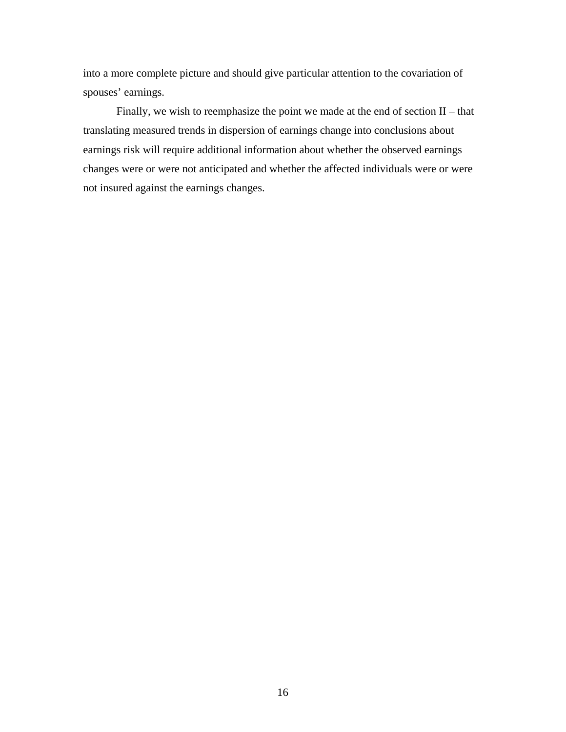into a more complete picture and should give particular attention to the covariation of spouses' earnings.

Finally, we wish to reemphasize the point we made at the end of section II – that translating measured trends in dispersion of earnings change into conclusions about earnings risk will require additional information about whether the observed earnings changes were or were not anticipated and whether the affected individuals were or were not insured against the earnings changes.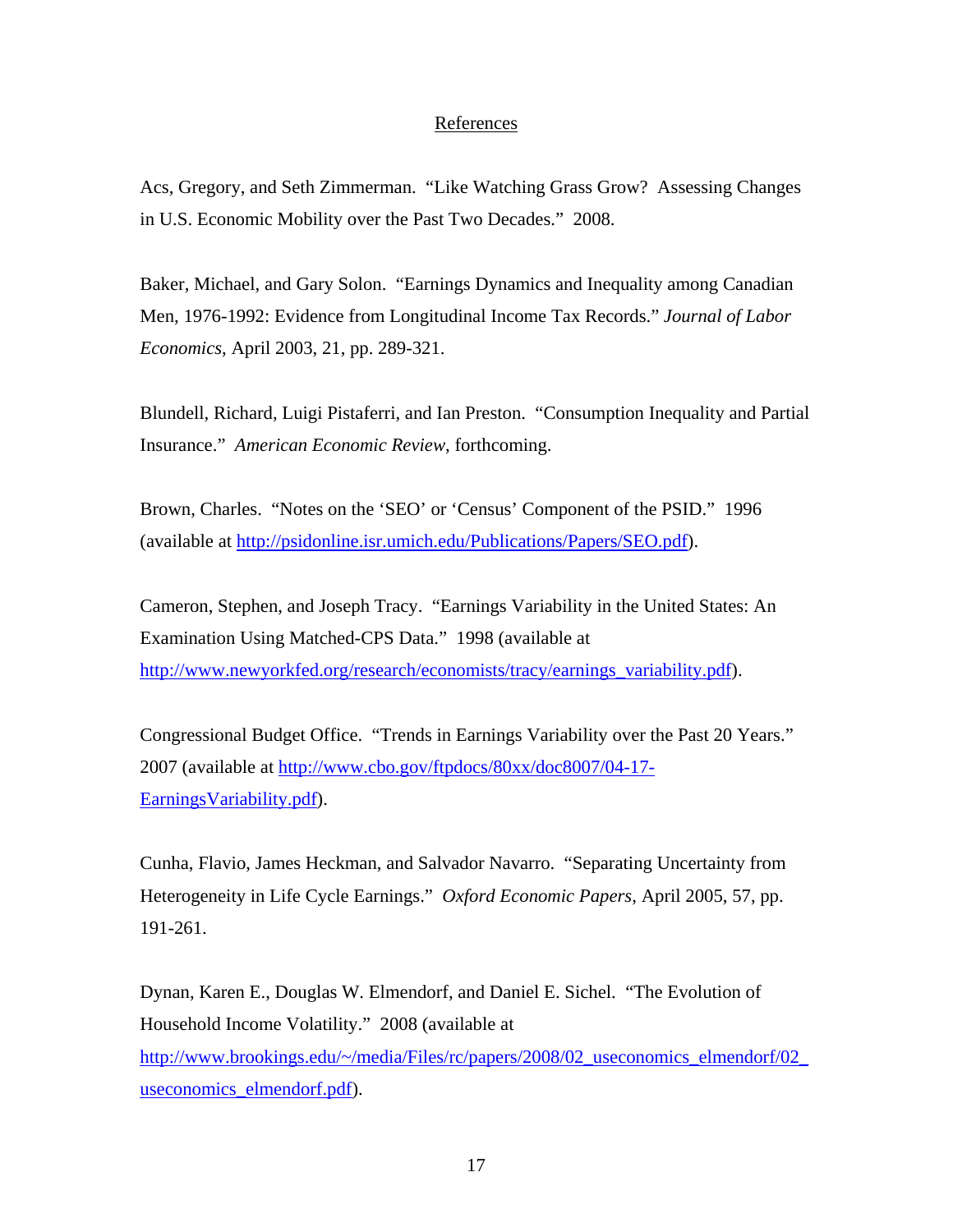## References

Acs, Gregory, and Seth Zimmerman. "Like Watching Grass Grow? Assessing Changes in U.S. Economic Mobility over the Past Two Decades." 2008.

Baker, Michael, and Gary Solon. "Earnings Dynamics and Inequality among Canadian Men, 1976-1992: Evidence from Longitudinal Income Tax Records." *Journal of Labor Economics*, April 2003, 21, pp. 289-321.

Blundell, Richard, Luigi Pistaferri, and Ian Preston. "Consumption Inequality and Partial Insurance." *American Economic Review*, forthcoming.

Brown, Charles. "Notes on the 'SEO' or 'Census' Component of the PSID." 1996 (available at http://psidonline.isr.umich.edu/Publications/Papers/SEO.pdf).

Cameron, Stephen, and Joseph Tracy. "Earnings Variability in the United States: An Examination Using Matched-CPS Data." 1998 (available at http://www.newyorkfed.org/research/economists/tracy/earnings_variability.pdf).

Congressional Budget Office. "Trends in Earnings Variability over the Past 20 Years." 2007 (available at http://www.cbo.gov/ftpdocs/80xx/doc8007/04-17-EarningsVariability.pdf).

Cunha, Flavio, James Heckman, and Salvador Navarro. "Separating Uncertainty from Heterogeneity in Life Cycle Earnings." *Oxford Economic Papers*, April 2005, 57, pp. 191-261.

Dynan, Karen E., Douglas W. Elmendorf, and Daniel E. Sichel. "The Evolution of Household Income Volatility." 2008 (available at http://www.brookings.edu/~/media/Files/rc/papers/2008/02_useconomics_elmendorf/02_useconomics_elmendorf.pdf).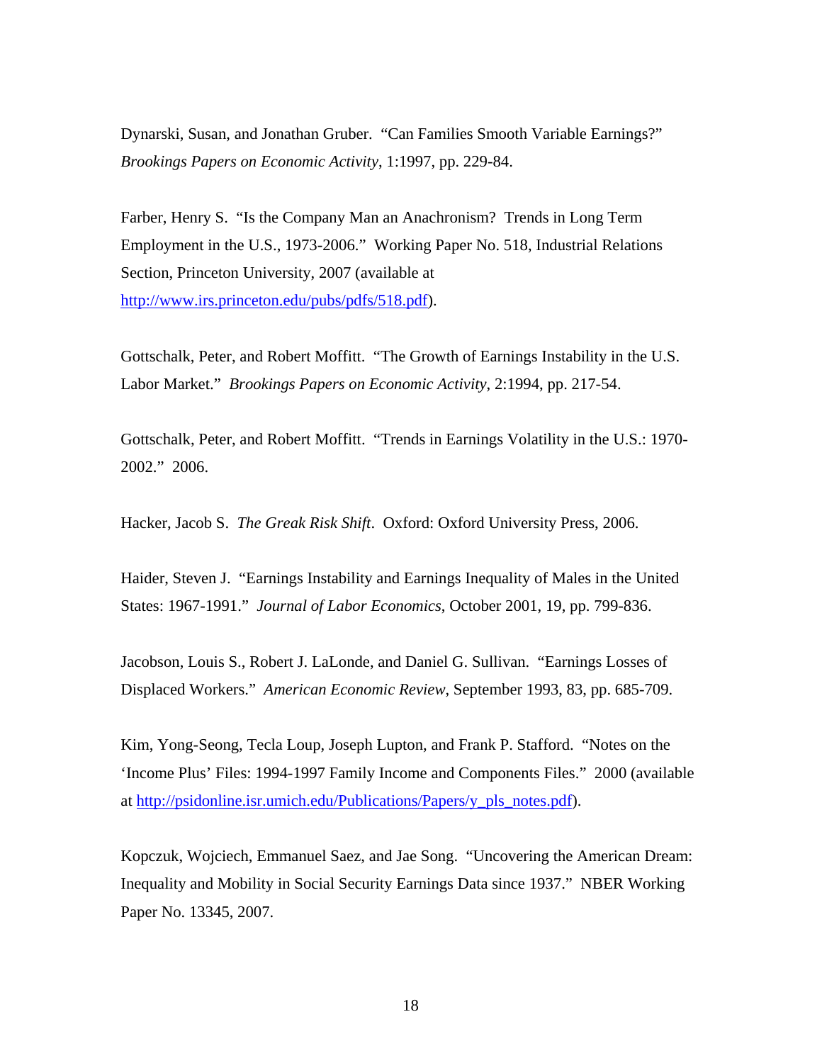Dynarski, Susan, and Jonathan Gruber. "Can Families Smooth Variable Earnings?" *Brookings Papers on Economic Activity*, 1:1997, pp. 229-84.

Farber, Henry S. "Is the Company Man an Anachronism? Trends in Long Term Employment in the U.S., 1973-2006." Working Paper No. 518, Industrial Relations Section, Princeton University, 2007 (available at http://www.irs.princeton.edu/pubs/pdfs/518.pdf).

Gottschalk, Peter, and Robert Moffitt. "The Growth of Earnings Instability in the U.S. Labor Market." *Brookings Papers on Economic Activity*, 2:1994, pp. 217-54.

Gottschalk, Peter, and Robert Moffitt. "Trends in Earnings Volatility in the U.S.: 1970-2002." 2006.

Hacker, Jacob S. *The Greak Risk Shift*. Oxford: Oxford University Press, 2006.

Haider, Steven J. "Earnings Instability and Earnings Inequality of Males in the United States: 1967-1991." *Journal of Labor Economics*, October 2001, 19, pp. 799-836.

Jacobson, Louis S., Robert J. LaLonde, and Daniel G. Sullivan. "Earnings Losses of Displaced Workers." *American Economic Review*, September 1993, 83, pp. 685-709.

Kim, Yong-Seong, Tecla Loup, Joseph Lupton, and Frank P. Stafford. "Notes on the 'Income Plus' Files: 1994-1997 Family Income and Components Files." 2000 (available at http://psidonline.isr.umich.edu/Publications/Papers/y_pls_notes.pdf).

Kopczuk, Wojciech, Emmanuel Saez, and Jae Song. "Uncovering the American Dream: Inequality and Mobility in Social Security Earnings Data since 1937." NBER Working Paper No. 13345, 2007.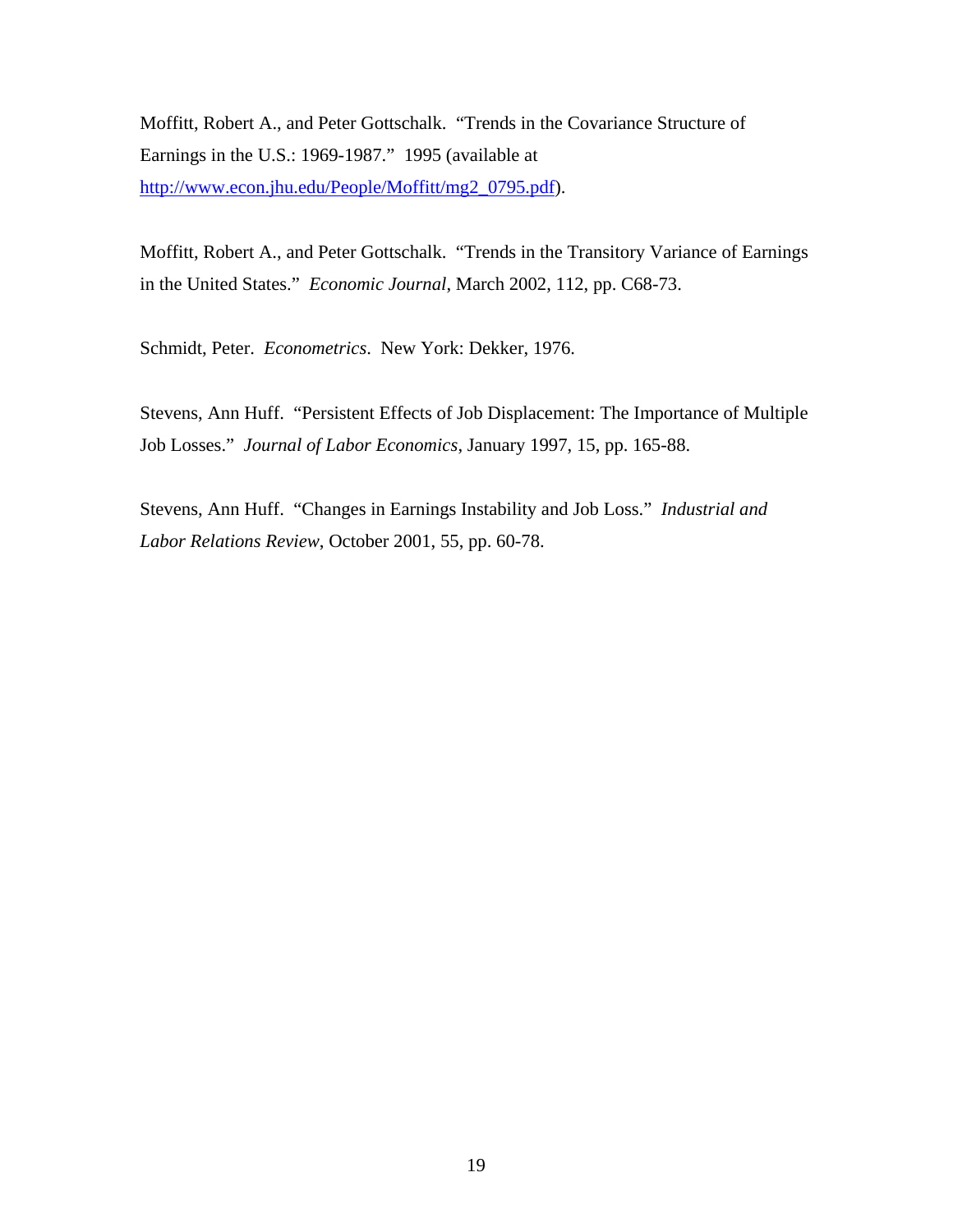Moffitt, Robert A., and Peter Gottschalk. "Trends in the Covariance Structure of Earnings in the U.S.: 1969-1987." 1995 (available at http://www.econ.jhu.edu/People/Moffitt/mg2_0795.pdf).

Moffitt, Robert A., and Peter Gottschalk. "Trends in the Transitory Variance of Earnings in the United States." *Economic Journal*, March 2002, 112, pp. C68-73.

Schmidt, Peter. *Econometrics*. New York: Dekker, 1976.

Stevens, Ann Huff. "Persistent Effects of Job Displacement: The Importance of Multiple Job Losses." *Journal of Labor Economics*, January 1997, 15, pp. 165-88.

Stevens, Ann Huff. "Changes in Earnings Instability and Job Loss." *Industrial and Labor Relations Review*, October 2001, 55, pp. 60-78.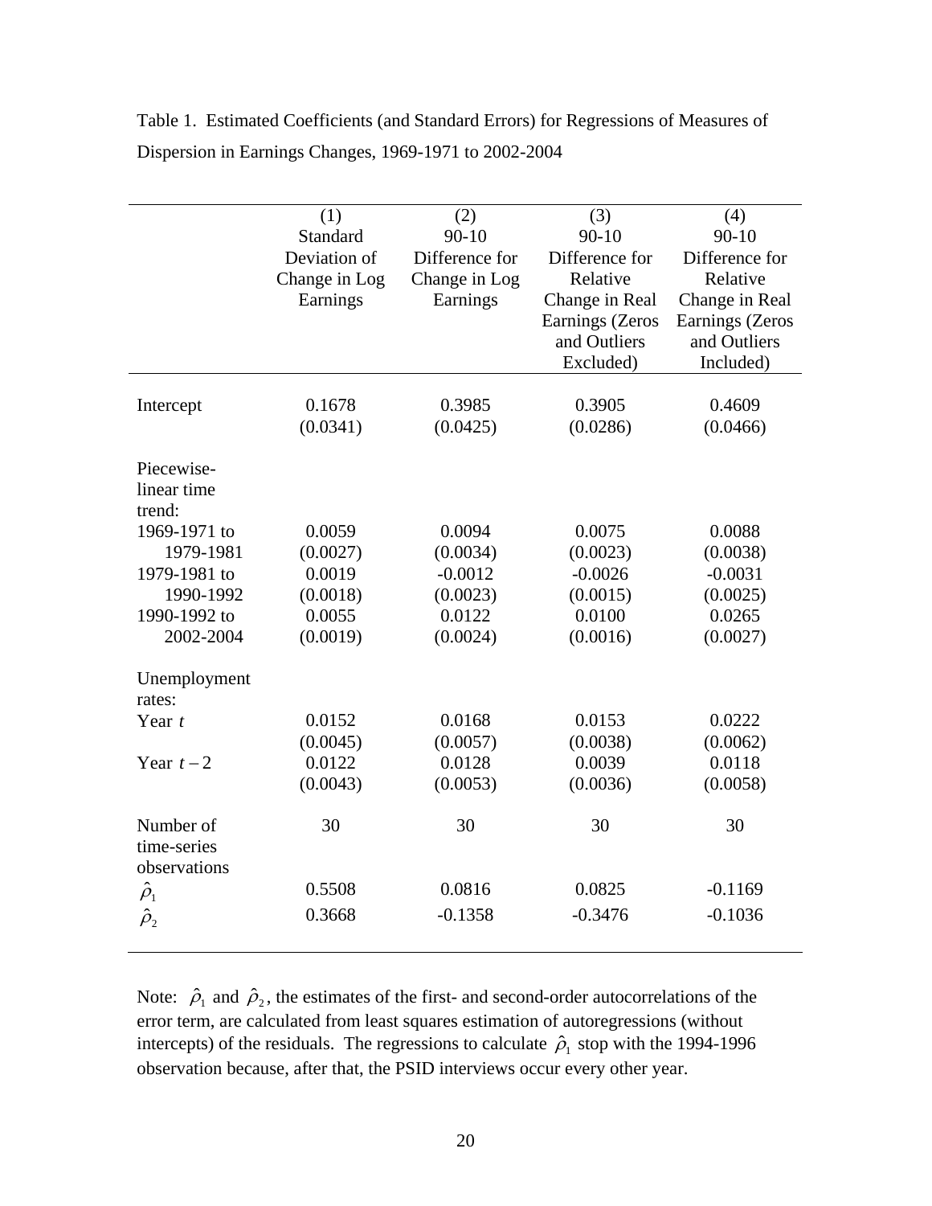Table 1. Estimated Coefficients (and Standard Errors) for Regressions of Measures of Dispersion in Earnings Changes, 1969-1971 to 2002-2004

| | (1) Standard Deviation of Change in Log Earnings | (2) 90-10 Difference for Change in Log Earnings | (3) 90-10 Difference for Relative Change in Real Earnings (Zeros and Outliers Excluded) | (4) 90-10 Difference for Relative Change in Real Earnings (Zeros and Outliers Included) |
|---|---|---|---|---|
| Intercept | 0.1678 | 0.3985 | 0.3905 | 0.4609 |
| | (0.0341) | (0.0425) | (0.0286) | (0.0466) |
| Piecewise-linear time trend: | | | | |
| 1969-1971 to 1979-1981 | 0.0059 | 0.0094 | 0.0075 | 0.0088 |
| | (0.0027) | (0.0034) | (0.0023) | (0.0038) |
| 1979-1981 to 1990-1992 | 0.0019 | -0.0012 | -0.0026 | -0.0031 |
| | (0.0018) | (0.0023) | (0.0015) | (0.0025) |
| 1990-1992 to 2002-2004 | 0.0055 | 0.0122 | 0.0100 | 0.0265 |
| | (0.0019) | (0.0024) | (0.0016) | (0.0027) |
| Unemployment rates: | | | | |
| Year $t$ | 0.0152 | 0.0168 | 0.0153 | 0.0222 |
| | (0.0045) | (0.0057) | (0.0038) | (0.0062) |
| Year $t-2$ | 0.0122 | 0.0128 | 0.0039 | 0.0118 |
| | (0.0043) | (0.0053) | (0.0036) | (0.0058) |
| Number of time-series observations | 30 | 30 | 30 | 30 |
| $\hat{\rho}_1$ | 0.5508 | 0.0816 | 0.0825 | -0.1169 |
| $\hat{\rho}_2$ | 0.3668 | -0.1358 | -0.3476 | -0.1036 |

Note: $\hat{\rho}_1$ and $\hat{\rho}_2$, the estimates of the first- and second-order autocorrelations of the error term, are calculated from least squares estimation of autoregressions (without intercepts) of the residuals. The regressions to calculate $\hat{\rho}_1$ stop with the 1994-1996 observation because, after that, the PSID interviews occur every other year.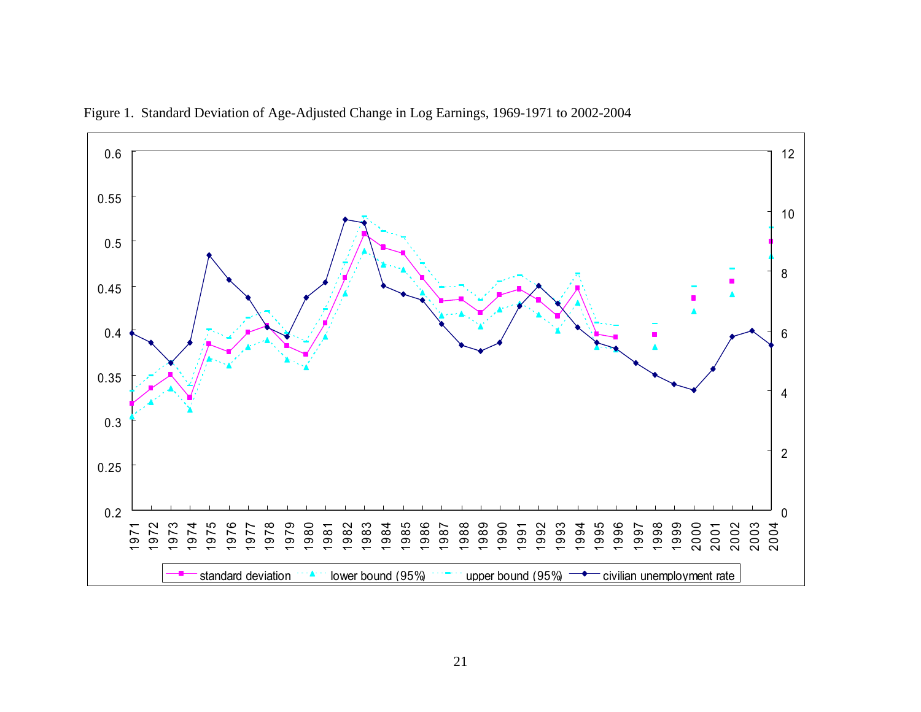Figure 1. Standard Deviation of Age-Adjusted Change in Log Earnings, 1969-1971 to 2002-2004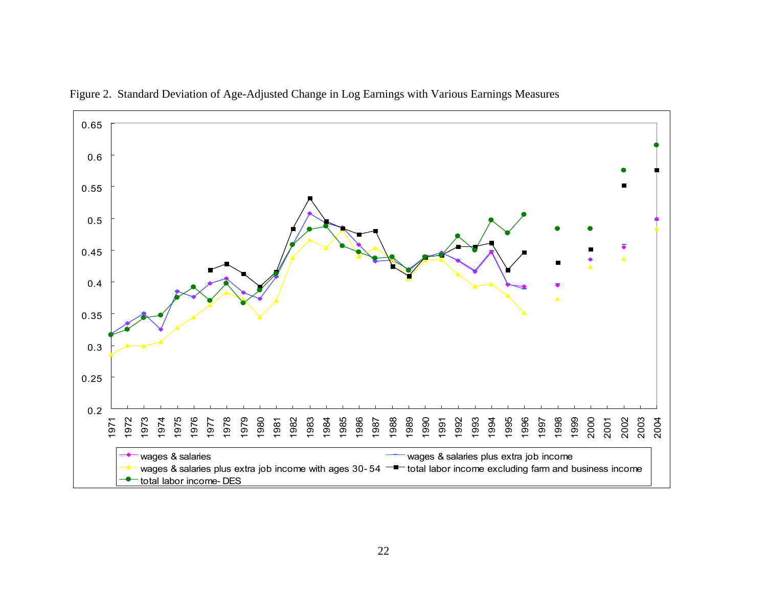Figure 2. Standard Deviation of Age-Adjusted Change in Log Earnings with Various Earnings Measures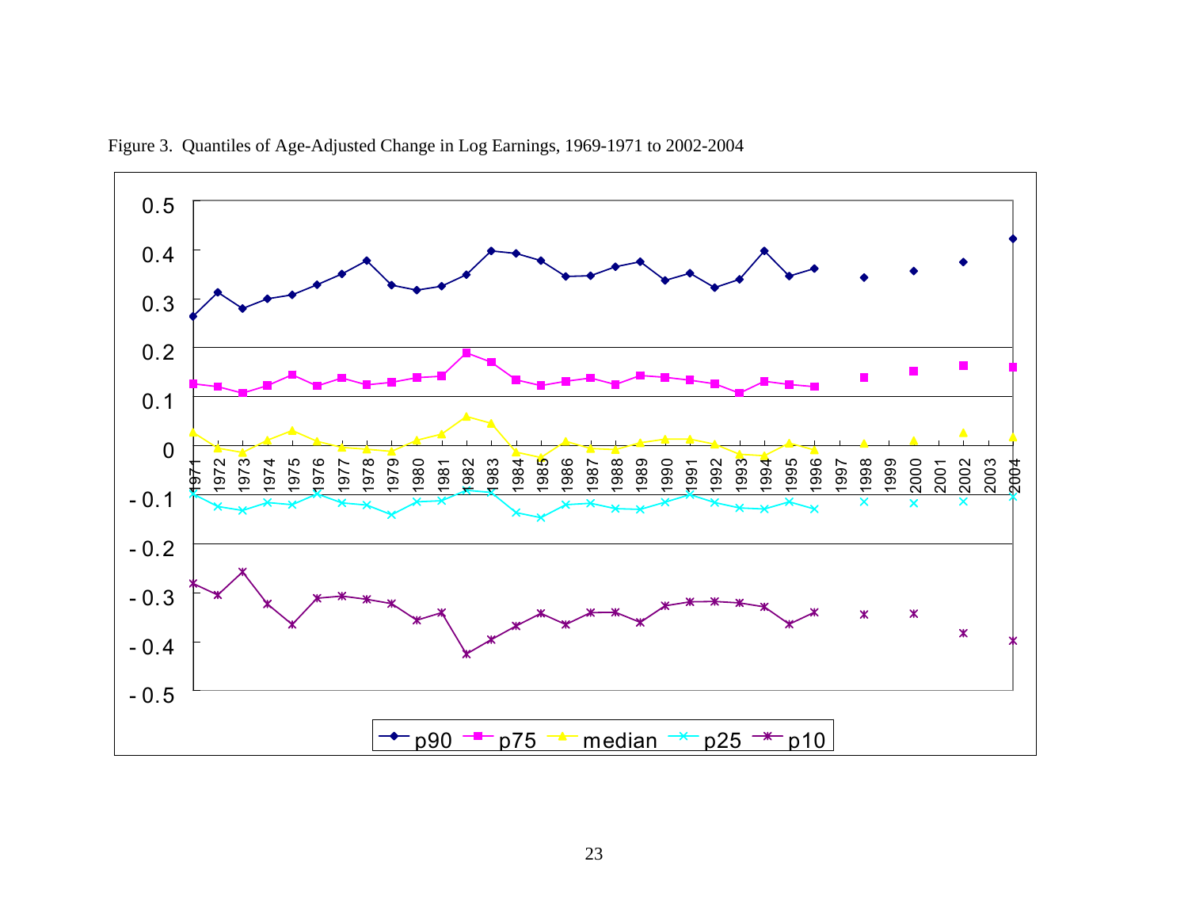Figure 3. Quantiles of Age-Adjusted Change in Log Earnings, 1969-1971 to 2002-2004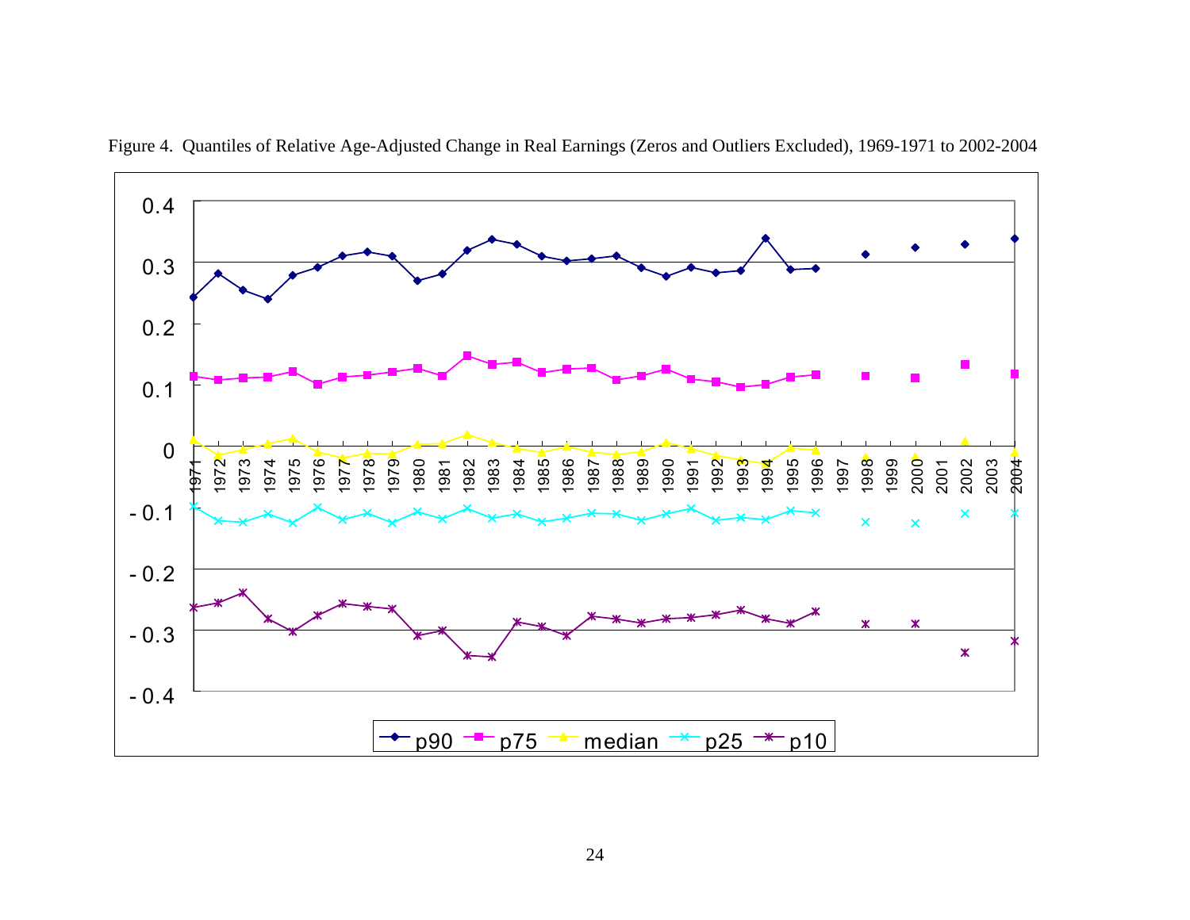Figure 4. Quantiles of Relative Age-Adjusted Change in Real Earnings (Zeros and Outliers Excluded), 1969-1971 to 2002-2004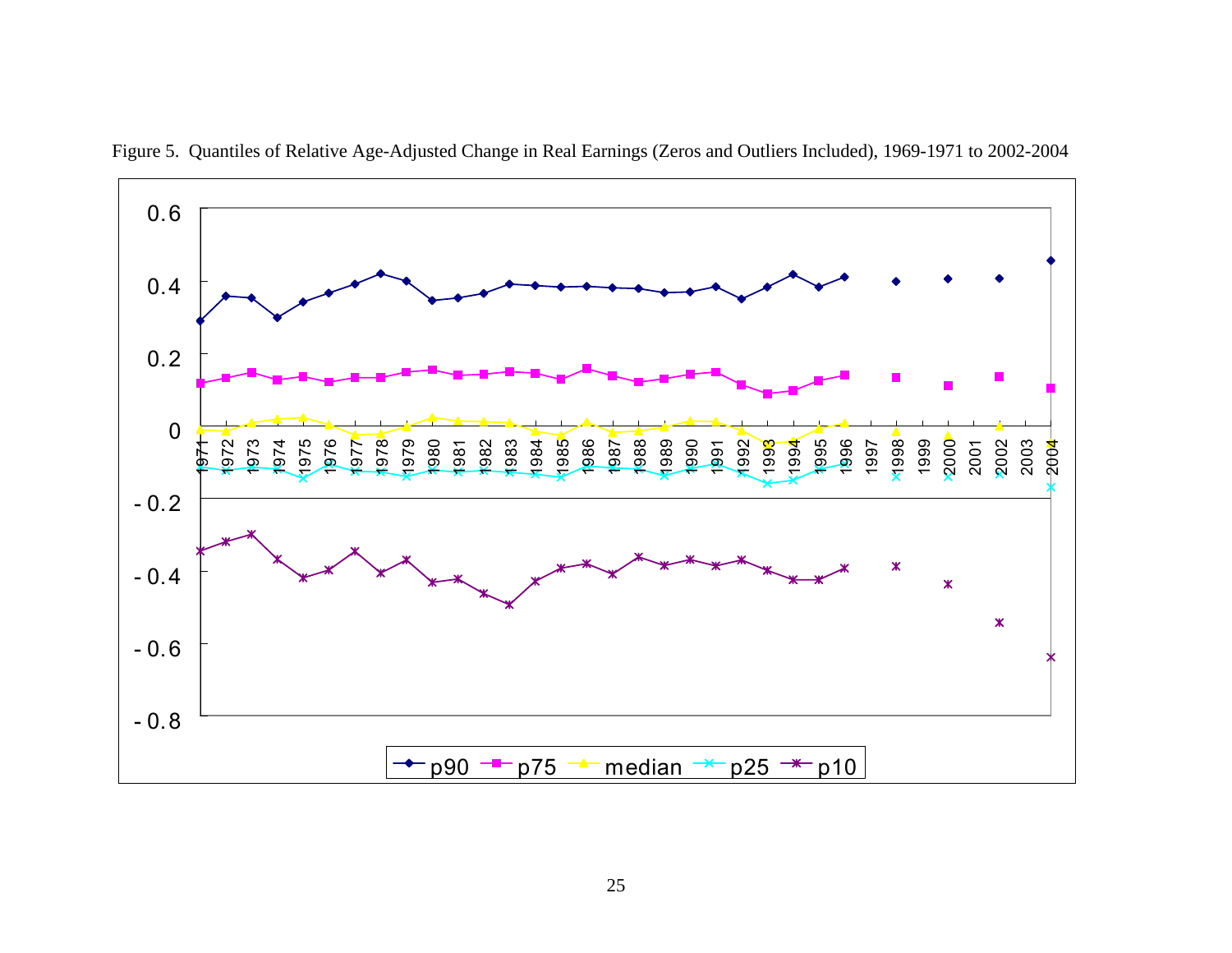Figure 5. Quantiles of Relative Age-Adjusted Change in Real Earnings (Zeros and Outliers Included), 1969-1971 to 2002-2004

0.6
0.4
0.2
0
- 0.2
- 0.4
- 0.6
- 0.8

1971
1972
1973
1974
1975
1976
1977
1978
1979
1980
1981
1982
1983
1984
1985
1986
1987
1988
1989
1990
1991
1992
1993
1994
1995
1996
1997
1998
1999
2000
2001
2002
2003
2004

p90 p75 median p25 p10